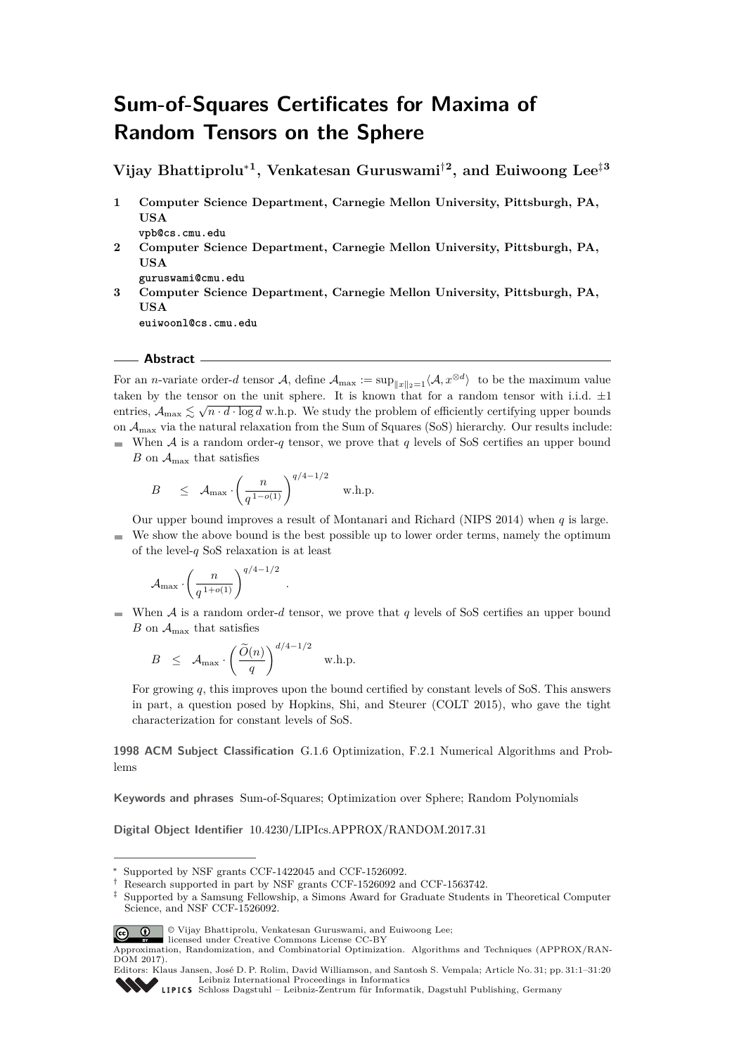# Sum-of-Squares Certificates for Maxima of Random Tensors on the Sphere

**Vijay Bhattiprolu*[1], Venkatesan Guruswami†[2], and Euiwoong Lee‡[3]**

1. **Computer Science Department, Carnegie Mellon University, Pittsburgh, PA, USA**
   vpb@cs.cmu.edu
2. **Computer Science Department, Carnegie Mellon University, Pittsburgh, PA, USA**
   guruswami@cmu.edu
3. **Computer Science Department, Carnegie Mellon University, Pittsburgh, PA, USA**
   euiwoonl@cs.cmu.edu

## Abstract

For an $n$-variate order-$d$ tensor $\mathcal{A}$, define $\mathcal{A}_{\max} := \sup_{\|x\|_2=1}\langle \mathcal{A}, x^{\otimes d}\rangle$ to be the maximum value taken by the tensor on the unit sphere. It is known that for a random tensor with i.i.d. $\pm 1$ entries, $\mathcal{A}_{\max} \lesssim \sqrt{n \cdot d \cdot \log d}$ w.h.p. We study the problem of efficiently certifying upper bounds on $\mathcal{A}_{\max}$ via the natural relaxation from the Sum of Squares (SoS) hierarchy. Our results include:

- When $\mathcal{A}$ is a random order-$q$ tensor, we prove that $q$ levels of SoS certifies an upper bound $B$ on $\mathcal{A}_{\max}$ that satisfies
  $$B \quad \leq \quad \mathcal{A}_{\max} \cdot \left(\frac{n}{q^{\,1-o(1)}}\right)^{q/4-1/2} \qquad \text{w.h.p.}$$
  Our upper bound improves a result of Montanari and Richard (NIPS 2014) when $q$ is large.
- We show the above bound is the best possible up to lower order terms, namely the optimum of the level-$q$ SoS relaxation is at least
  $$\mathcal{A}_{\max} \cdot \left(\frac{n}{q^{\,1+o(1)}}\right)^{q/4-1/2}.$$
- When $\mathcal{A}$ is a random order-$d$ tensor, we prove that $q$ levels of SoS certifies an upper bound $B$ on $\mathcal{A}_{\max}$ that satisfies
  $$B \quad \leq \quad \mathcal{A}_{\max} \cdot \left(\frac{\widetilde{O}(n)}{q}\right)^{d/4-1/2} \qquad \text{w.h.p.}$$
  For growing $q$, this improves upon the bound certified by constant levels of SoS. This answers in part, a question posed by Hopkins, Shi, and Steurer (COLT 2015), who gave the tight characterization for constant levels of SoS.

**1998 ACM Subject Classification** G.1.6 Optimization, F.2.1 Numerical Algorithms and Problems

**Keywords and phrases** Sum-of-Squares; Optimization over Sphere; Random Polynomials

**Digital Object Identifier** 10.4230/LIPIcs.APPROX/RANDOM.2017.31

---

\* Supported by NSF grants CCF-1422045 and CCF-1526092.

† Research supported in part by NSF grants CCF-1526092 and CCF-1563742.

‡ Supported by a Samsung Fellowship, a Simons Award for Graduate Students in Theoretical Computer Science, and NSF CCF-1526092.

© Vijay Bhattiprolu, Venkatesan Guruswami, and Euiwoong Lee; licensed under Creative Commons License CC-BY

Approximation, Randomization, and Combinatorial Optimization. Algorithms and Techniques (APPROX/RANDOM 2017).
Editors: Klaus Jansen, José D. P. Rolim, David Williamson, and Santosh S. Vempala; Article No. 31; pp. 31:1–31:20
Leibniz International Proceedings in Informatics
Schloss Dagstuhl – Leibniz-Zentrum für Informatik, Dagstuhl Publishing, Germany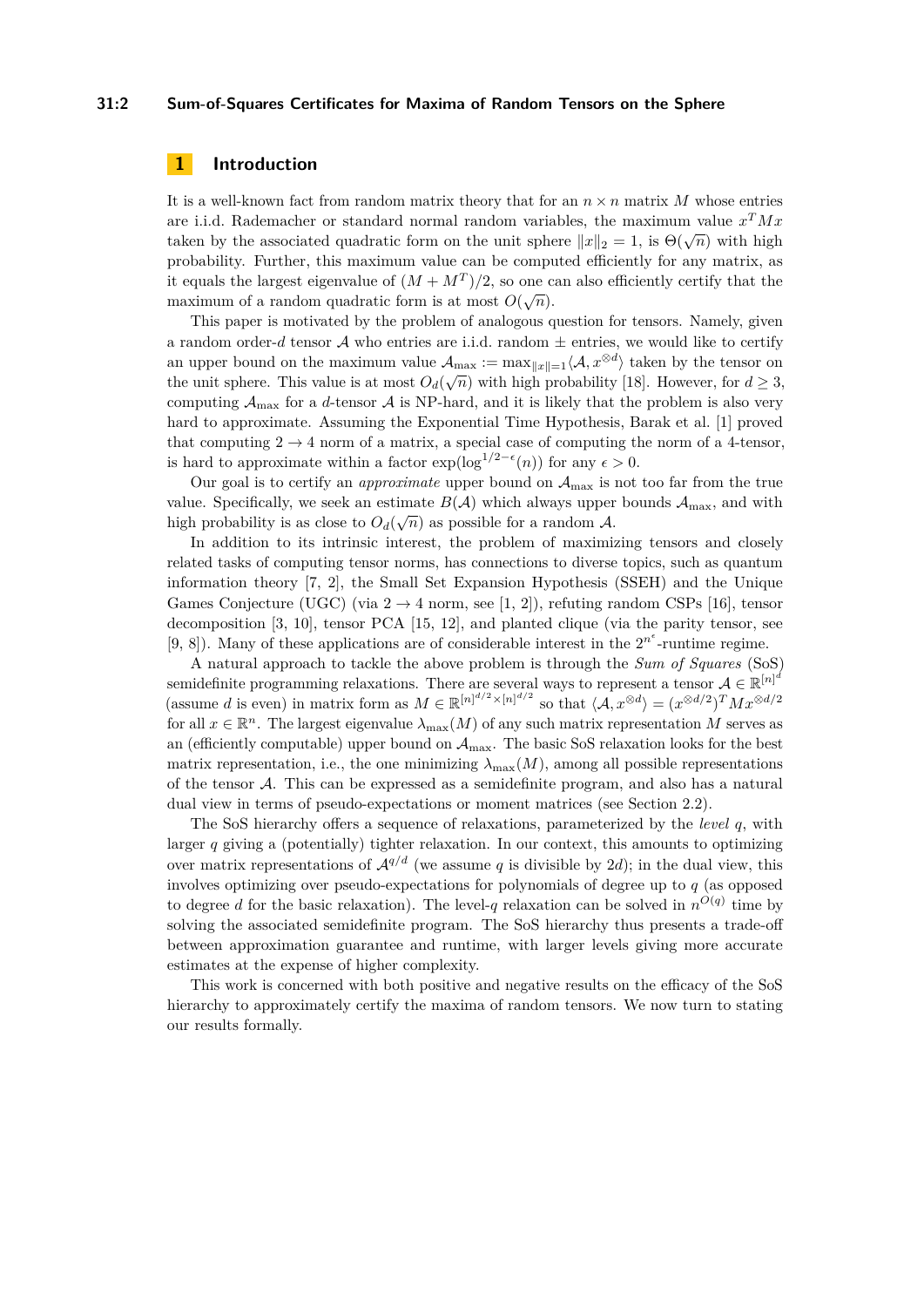## 1 Introduction

It is a well-known fact from random matrix theory that for an $n \times n$ matrix $M$ whose entries are i.i.d. Rademacher or standard normal random variables, the maximum value $x^T Mx$ taken by the associated quadratic form on the unit sphere $\|x\|_2 = 1$, is $\Theta(\sqrt{n})$ with high probability. Further, this maximum value can be computed efficiently for any matrix, as it equals the largest eigenvalue of $(M + M^T)/2$, so one can also efficiently certify that the maximum of a random quadratic form is at most $O(\sqrt{n})$.

This paper is motivated by the problem of analogous question for tensors. Namely, given a random order-$d$ tensor $\mathcal{A}$ who entries are i.i.d. random $\pm$ entries, we would like to certify an upper bound on the maximum value $\mathcal{A}_{\max} := \max_{\|x\|=1}\langle \mathcal{A}, x^{\otimes d}\rangle$ taken by the tensor on the unit sphere. This value is at most $O_d(\sqrt{n})$ with high probability [18]. However, for $d \geq 3$, computing $\mathcal{A}_{\max}$ for a $d$-tensor $\mathcal{A}$ is NP-hard, and it is likely that the problem is also very hard to approximate. Assuming the Exponential Time Hypothesis, Barak et al. [1] proved that computing $2 \to 4$ norm of a matrix, a special case of computing the norm of a 4-tensor, is hard to approximate within a factor $\exp(\log^{1/2-\epsilon}(n))$ for any $\epsilon > 0$.

Our goal is to certify an *approximate* upper bound on $\mathcal{A}_{\max}$ is not too far from the true value. Specifically, we seek an estimate $B(\mathcal{A})$ which always upper bounds $\mathcal{A}_{\max}$, and with high probability is as close to $O_d(\sqrt{n})$ as possible for a random $\mathcal{A}$.

In addition to its intrinsic interest, the problem of maximizing tensors and closely related tasks of computing tensor norms, has connections to diverse topics, such as quantum information theory [7, 2], the Small Set Expansion Hypothesis (SSEH) and the Unique Games Conjecture (UGC) (via $2 \to 4$ norm, see [1, 2]), refuting random CSPs [16], tensor decomposition [3, 10], tensor PCA [15, 12], and planted clique (via the parity tensor, see [9, 8]). Many of these applications are of considerable interest in the $2^{n^\epsilon}$-runtime regime.

A natural approach to tackle the above problem is through the *Sum of Squares* (SoS) semidefinite programming relaxations. There are several ways to represent a tensor $\mathcal{A} \in \mathbb{R}^{[n]^d}$ (assume $d$ is even) in matrix form as $M \in \mathbb{R}^{[n]^{d/2} \times [n]^{d/2}}$ so that $\langle \mathcal{A}, x^{\otimes d}\rangle = (x^{\otimes d/2})^T M x^{\otimes d/2}$ for all $x \in \mathbb{R}^n$. The largest eigenvalue $\lambda_{\max}(M)$ of any such matrix representation $M$ serves as an (efficiently computable) upper bound on $\mathcal{A}_{\max}$. The basic SoS relaxation looks for the best matrix representation, i.e., the one minimizing $\lambda_{\max}(M)$, among all possible representations of the tensor $\mathcal{A}$. This can be expressed as a semidefinite program, and also has a natural dual view in terms of pseudo-expectations or moment matrices (see Section 2.2).

The SoS hierarchy offers a sequence of relaxations, parameterized by the *level* $q$, with larger $q$ giving a (potentially) tighter relaxation. In our context, this amounts to optimizing over matrix representations of $\mathcal{A}^{q/d}$ (we assume $q$ is divisible by $2d$); in the dual view, this involves optimizing over pseudo-expectations for polynomials of degree up to $q$ (as opposed to degree $d$ for the basic relaxation). The level-$q$ relaxation can be solved in $n^{O(q)}$ time by solving the associated semidefinite program. The SoS hierarchy thus presents a trade-off between approximation guarantee and runtime, with larger levels giving more accurate estimates at the expense of higher complexity.

This work is concerned with both positive and negative results on the efficacy of the SoS hierarchy to approximately certify the maxima of random tensors. We now turn to stating our results formally.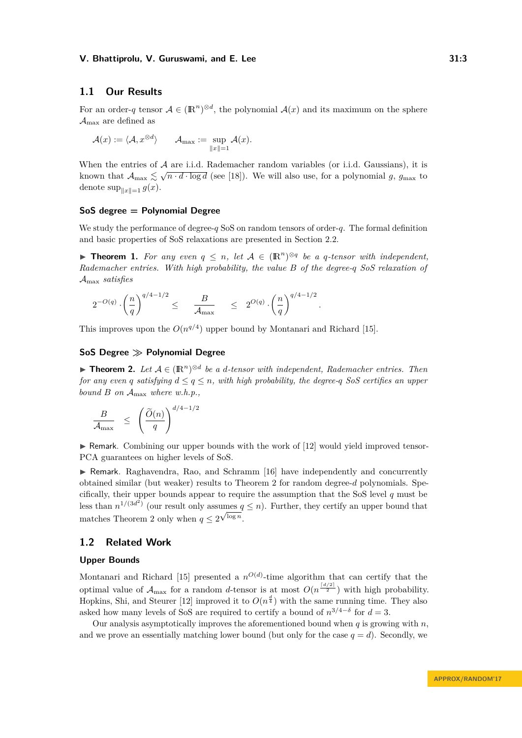## 1.1 Our Results

For an order-$q$ tensor $\mathcal{A} \in (\mathbb{R}^n)^{\otimes d}$, the polynomial $\mathcal{A}(x)$ and its maximum on the sphere $\mathcal{A}_{\max}$ are defined as

$$\mathcal{A}(x) := \langle \mathcal{A}, x^{\otimes d} \rangle \qquad \mathcal{A}_{\max} := \sup_{\|x\|=1} \mathcal{A}(x).$$

When the entries of $\mathcal{A}$ are i.i.d. Rademacher random variables (or i.i.d. Gaussians), it is known that $\mathcal{A}_{\max} \lesssim \sqrt{n \cdot d \cdot \log d}$ (see [18]). We will also use, for a polynomial $g$, $g_{\max}$ to denote $\sup_{\|x\|=1} g(x)$.

### SoS degree = Polynomial Degree

We study the performance of degree-$q$ SoS on random tensors of order-$q$. The formal definition and basic properties of SoS relaxations are presented in Section 2.2.

▶ **Theorem 1.** *For any even $q \leq n$, let $\mathcal{A} \in (\mathbb{R}^n)^{\otimes q}$ be a $q$-tensor with independent, Rademacher entries. With high probability, the value $B$ of the degree-$q$ SoS relaxation of $\mathcal{A}_{\max}$ satisfies*

$$2^{-O(q)} \cdot \left(\frac{n}{q}\right)^{q/4-1/2} \leq \frac{B}{\mathcal{A}_{\max}} \leq 2^{O(q)} \cdot \left(\frac{n}{q}\right)^{q/4-1/2}.$$

This improves upon the $O(n^{q/4})$ upper bound by Montanari and Richard [15].

### SoS Degree ≫ Polynomial Degree

▶ **Theorem 2.** *Let $\mathcal{A} \in (\mathbb{R}^n)^{\otimes d}$ be a $d$-tensor with independent, Rademacher entries. Then for any even $q$ satisfying $d \leq q \leq n$, with high probability, the degree-$q$ SoS certifies an upper bound $B$ on $\mathcal{A}_{\max}$ where w.h.p.,*

$$\frac{B}{\mathcal{A}_{\max}} \leq \left(\frac{\widetilde{O}(n)}{q}\right)^{d/4-1/2}$$

▶ Remark. Combining our upper bounds with the work of [12] would yield improved tensor-PCA guarantees on higher levels of SoS.

▶ Remark. Raghavendra, Rao, and Schramm [16] have independently and concurrently obtained similar (but weaker) results to Theorem 2 for random degree-$d$ polynomials. Specifically, their upper bounds appear to require the assumption that the SoS level $q$ must be less than $n^{1/(3d^2)}$ (our result only assumes $q \leq n$). Further, they certify an upper bound that matches Theorem 2 only when $q \leq 2^{\sqrt{\log n}}$.

## 1.2 Related Work

### Upper Bounds

Montanari and Richard [15] presented a $n^{O(d)}$-time algorithm that can certify that the optimal value of $\mathcal{A}_{\max}$ for a random $d$-tensor is at most $O(n^{\frac{\lceil d/2 \rceil}{2}})$ with high probability. Hopkins, Shi, and Steurer [12] improved it to $O(n^{\frac{d}{4}})$ with the same running time. They also asked how many levels of SoS are required to certify a bound of $n^{3/4-\delta}$ for $d = 3$.

Our analysis asymptotically improves the aforementioned bound when $q$ is growing with $n$, and we prove an essentially matching lower bound (but only for the case $q = d$). Secondly, we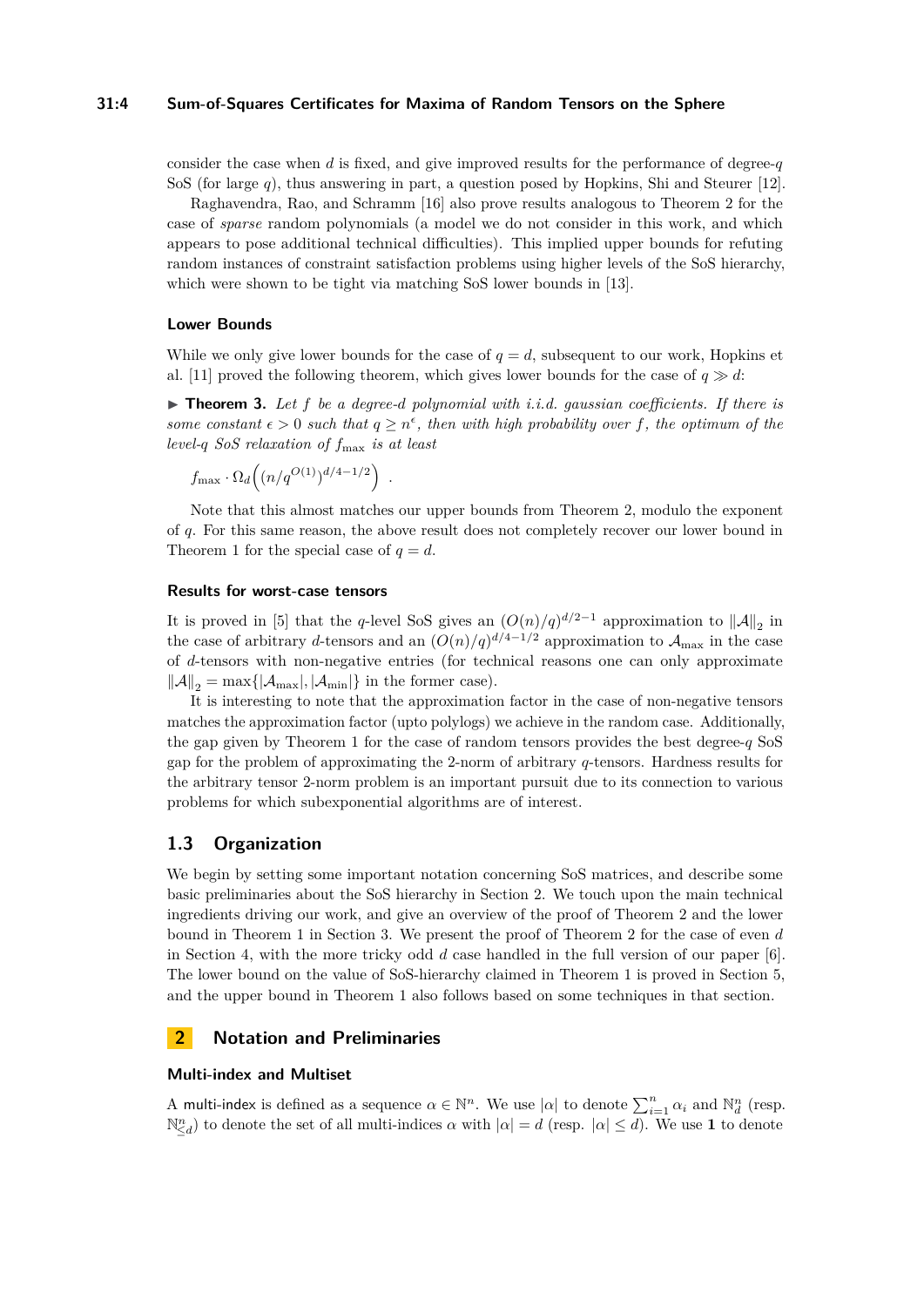consider the case when $d$ is fixed, and give improved results for the performance of degree-$q$ SoS (for large $q$), thus answering in part, a question posed by Hopkins, Shi and Steurer [12].

Raghavendra, Rao, and Schramm [16] also prove results analogous to Theorem 2 for the case of *sparse* random polynomials (a model we do not consider in this work, and which appears to pose additional technical difficulties). This implied upper bounds for refuting random instances of constraint satisfaction problems using higher levels of the SoS hierarchy, which were shown to be tight via matching SoS lower bounds in [13].

### Lower Bounds

While we only give lower bounds for the case of $q = d$, subsequent to our work, Hopkins et al. [11] proved the following theorem, which gives lower bounds for the case of $q \gg d$:

▶ **Theorem 3.** *Let $f$ be a degree-$d$ polynomial with i.i.d. gaussian coefficients. If there is some constant $\epsilon > 0$ such that $q \geq n^{\epsilon}$, then with high probability over $f$, the optimum of the level-$q$ SoS relaxation of $f_{\max}$ is at least*

$$f_{\max} \cdot \Omega_d\Big((n/q^{O(1)})^{d/4-1/2}\Big) \ .$$

Note that this almost matches our upper bounds from Theorem 2, modulo the exponent of $q$. For this same reason, the above result does not completely recover our lower bound in Theorem 1 for the special case of $q = d$.

### Results for worst-case tensors

It is proved in [5] that the $q$-level SoS gives an $(O(n)/q)^{d/2-1}$ approximation to $\|\mathcal{A}\|_2$ in the case of arbitrary $d$-tensors and an $(O(n)/q)^{d/4-1/2}$ approximation to $\mathcal{A}_{\max}$ in the case of $d$-tensors with non-negative entries (for technical reasons one can only approximate $\|\mathcal{A}\|_2 = \max\{|\mathcal{A}_{\max}|, |\mathcal{A}_{\min}|\}$ in the former case).

It is interesting to note that the approximation factor in the case of non-negative tensors matches the approximation factor (upto polylogs) we achieve in the random case. Additionally, the gap given by Theorem 1 for the case of random tensors provides the best degree-$q$ SoS gap for the problem of approximating the 2-norm of arbitrary $q$-tensors. Hardness results for the arbitrary tensor 2-norm problem is an important pursuit due to its connection to various problems for which subexponential algorithms are of interest.

## 1.3 Organization

We begin by setting some important notation concerning SoS matrices, and describe some basic preliminaries about the SoS hierarchy in Section 2. We touch upon the main technical ingredients driving our work, and give an overview of the proof of Theorem 2 and the lower bound in Theorem 1 in Section 3. We present the proof of Theorem 2 for the case of even $d$ in Section 4, with the more tricky odd $d$ case handled in the full version of our paper [6]. The lower bound on the value of SoS-hierarchy claimed in Theorem 1 is proved in Section 5, and the upper bound in Theorem 1 also follows based on some techniques in that section.

# 2 Notation and Preliminaries

### Multi-index and Multiset

A multi-index is defined as a sequence $\alpha \in \mathbb{N}^n$. We use $|\alpha|$ to denote $\sum_{i=1}^{n} \alpha_i$ and $\mathbb{N}^n_d$ (resp. $\mathbb{N}^n_{\leq d}$) to denote the set of all multi-indices $\alpha$ with $|\alpha| = d$ (resp. $|\alpha| \leq d$). We use $\mathbf{1}$ to denote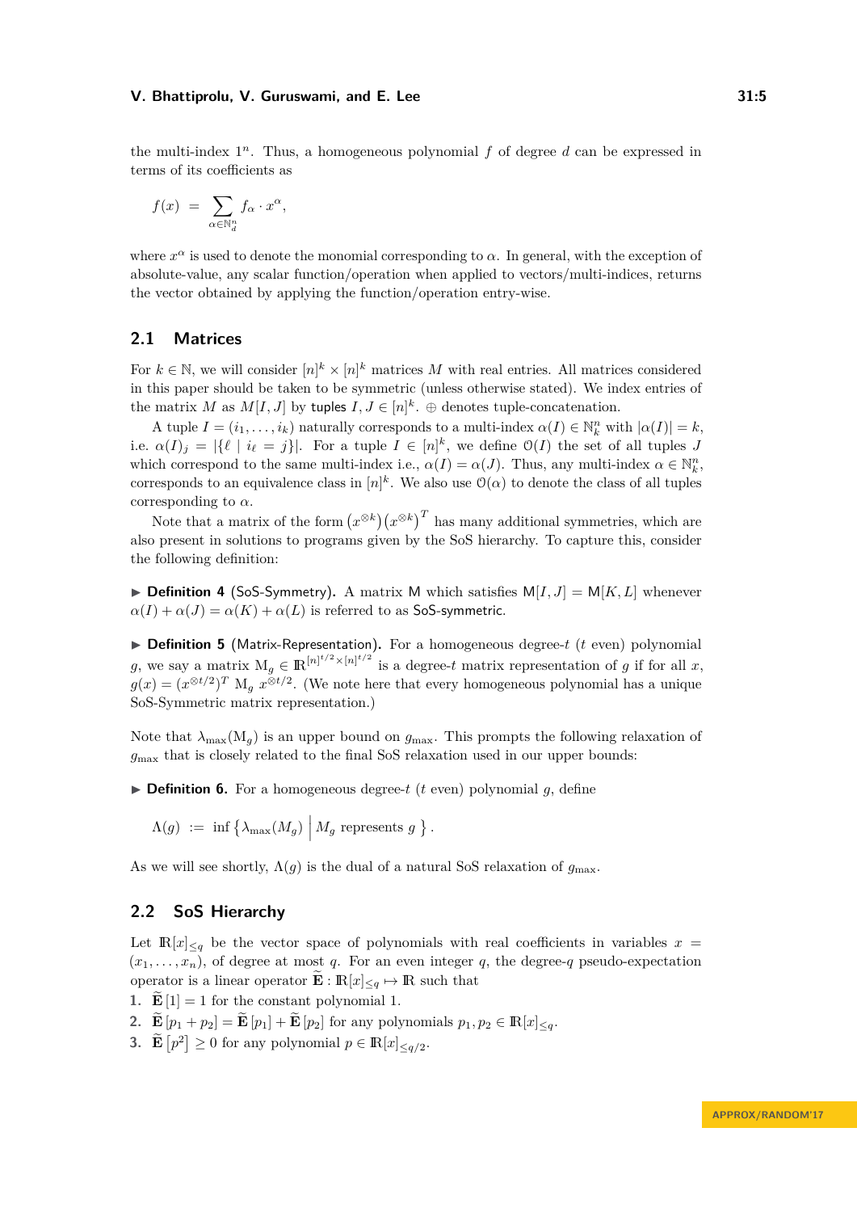the multi-index $1^n$. Thus, a homogeneous polynomial $f$ of degree $d$ can be expressed in terms of its coefficients as

$$f(x) \;=\; \sum_{\alpha \in \mathbb{N}^n_d} f_\alpha \cdot x^\alpha,$$

where $x^\alpha$ is used to denote the monomial corresponding to $\alpha$. In general, with the exception of absolute-value, any scalar function/operation when applied to vectors/multi-indices, returns the vector obtained by applying the function/operation entry-wise.

## 2.1 Matrices

For $k \in \mathbb{N}$, we will consider $[n]^k \times [n]^k$ matrices $M$ with real entries. All matrices considered in this paper should be taken to be symmetric (unless otherwise stated). We index entries of the matrix $M$ as $M[I, J]$ by tuples $I, J \in [n]^k$. $\oplus$ denotes tuple-concatenation.

A tuple $I = (i_1, \ldots, i_k)$ naturally corresponds to a multi-index $\alpha(I) \in \mathbb{N}^n_k$ with $|\alpha(I)| = k$, i.e. $\alpha(I)_j = |\{\ell \mid i_\ell = j\}|$. For a tuple $I \in [n]^k$, we define $\mathcal{O}(I)$ the set of all tuples $J$ which correspond to the same multi-index i.e., $\alpha(I) = \alpha(J)$. Thus, any multi-index $\alpha \in \mathbb{N}^n_k$, corresponds to an equivalence class in $[n]^k$. We also use $\mathcal{O}(\alpha)$ to denote the class of all tuples corresponding to $\alpha$.

Note that a matrix of the form $\left(x^{\otimes k}\right)\left(x^{\otimes k}\right)^T$ has many additional symmetries, which are also present in solutions to programs given by the SoS hierarchy. To capture this, consider the following definition:

▶ **Definition 4** (SoS-Symmetry). A matrix $\mathsf{M}$ which satisfies $\mathsf{M}[I, J] = \mathsf{M}[K, L]$ whenever $\alpha(I) + \alpha(J) = \alpha(K) + \alpha(L)$ is referred to as SoS-symmetric.

▶ **Definition 5** (Matrix-Representation). For a homogeneous degree-$t$ ($t$ even) polynomial $g$, we say a matrix $\mathrm{M}_g \in \mathbb{R}^{[n]^{t/2} \times [n]^{t/2}}$ is a degree-$t$ matrix representation of $g$ if for all $x$, $g(x) = (x^{\otimes t/2})^T\, \mathrm{M}_g\, x^{\otimes t/2}$. (We note here that every homogeneous polynomial has a unique SoS-Symmetric matrix representation.)

Note that $\lambda_{\max}(\mathrm{M}_g)$ is an upper bound on $g_{\max}$. This prompts the following relaxation of $g_{\max}$ that is closely related to the final SoS relaxation used in our upper bounds:

▶ **Definition 6.** For a homogeneous degree-$t$ ($t$ even) polynomial $g$, define

$$\Lambda(g) \;:=\; \inf\left\{\lambda_{\max}(M_g) \;\middle|\; M_g \text{ represents } g\right\}.$$

As we will see shortly, $\Lambda(g)$ is the dual of a natural SoS relaxation of $g_{\max}$.

## 2.2 SoS Hierarchy

Let $\mathbb{R}[x]_{\le q}$ be the vector space of polynomials with real coefficients in variables $x = (x_1, \ldots, x_n)$, of degree at most $q$. For an even integer $q$, the degree-$q$ pseudo-expectation operator is a linear operator $\widetilde{\mathbf{E}} : \mathbb{R}[x]_{\le q} \mapsto \mathbb{R}$ such that

1. $\widetilde{\mathbf{E}}\,[1] = 1$ for the constant polynomial 1.
2. $\widetilde{\mathbf{E}}\,[p_1 + p_2] = \widetilde{\mathbf{E}}\,[p_1] + \widetilde{\mathbf{E}}\,[p_2]$ for any polynomials $p_1, p_2 \in \mathbb{R}[x]_{\le q}$.
3. $\widetilde{\mathbf{E}}\,[p^2] \ge 0$ for any polynomial $p \in \mathbb{R}[x]_{\le q/2}$.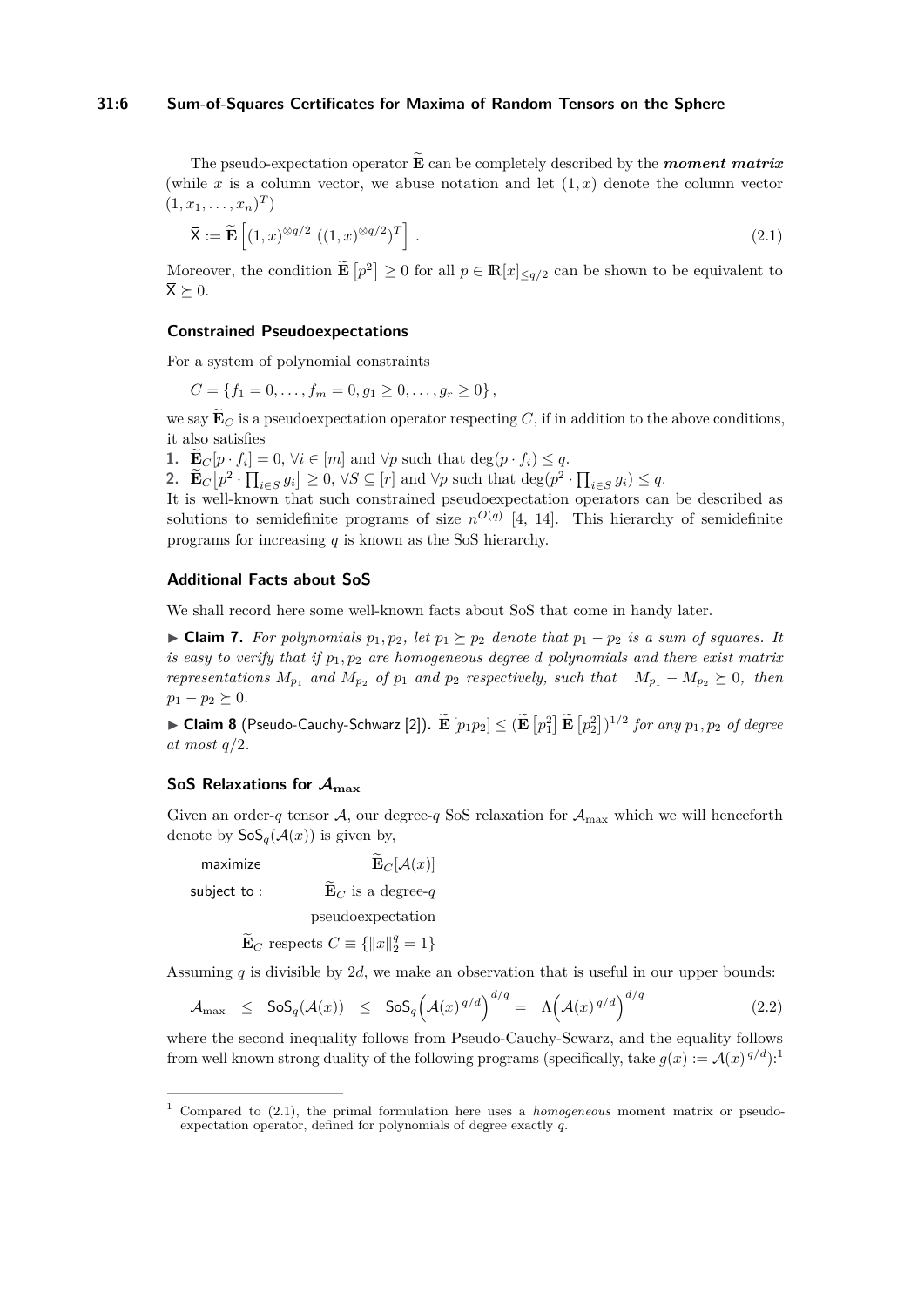The pseudo-expectation operator $\widetilde{\mathbf{E}}$ can be completely described by the ***moment matrix*** (while $x$ is a column vector, we abuse notation and let $(1, x)$ denote the column vector $(1, x_1, \ldots, x_n)^T$)

$$\overline{\mathsf{X}} := \widetilde{\mathbf{E}}\left[(1,x)^{\otimes q/2}\ ((1,x)^{\otimes q/2})^T\right]. \tag{2.1}$$

Moreover, the condition $\widetilde{\mathbf{E}}\left[p^2\right] \geq 0$ for all $p \in \mathbb{R}[x]_{\leq q/2}$ can be shown to be equivalent to $\overline{\mathsf{X}} \succeq 0$.

### Constrained Pseudoexpectations

For a system of polynomial constraints

$$C = \{f_1 = 0, \ldots, f_m = 0, g_1 \geq 0, \ldots, g_r \geq 0\},$$

we say $\widetilde{\mathbf{E}}_C$ is a pseudoexpectation operator respecting $C$, if in addition to the above conditions, it also satisfies

1. $\widetilde{\mathbf{E}}_C[p \cdot f_i] = 0$, $\forall i \in [m]$ and $\forall p$ such that $\deg(p \cdot f_i) \leq q$.
2. $\widetilde{\mathbf{E}}_C\left[p^2 \cdot \prod_{i \in S} g_i\right] \geq 0$, $\forall S \subseteq [r]$ and $\forall p$ such that $\deg(p^2 \cdot \prod_{i \in S} g_i) \leq q$.

It is well-known that such constrained pseudoexpectation operators can be described as solutions to semidefinite programs of size $n^{O(q)}$ [4, 14]. This hierarchy of semidefinite programs for increasing $q$ is known as the SoS hierarchy.

### Additional Facts about SoS

We shall record here some well-known facts about SoS that come in handy later.

▶ **Claim 7.** *For polynomials $p_1, p_2$, let $p_1 \succeq p_2$ denote that $p_1 - p_2$ is a sum of squares. It is easy to verify that if $p_1, p_2$ are homogeneous degree $d$ polynomials and there exist matrix representations $M_{p_1}$ and $M_{p_2}$ of $p_1$ and $p_2$ respectively, such that $M_{p_1} - M_{p_2} \succeq 0$, then $p_1 - p_2 \succeq 0$.*

▶ **Claim 8** (Pseudo-Cauchy-Schwarz [2]). $\widetilde{\mathbf{E}}\left[p_1 p_2\right] \leq (\widetilde{\mathbf{E}}\left[p_1^2\right] \widetilde{\mathbf{E}}\left[p_2^2\right])^{1/2}$ *for any $p_1, p_2$ of degree at most $q/2$.*

### SoS Relaxations for $\mathcal{A}_{\max}$

Given an order-$q$ tensor $\mathcal{A}$, our degree-$q$ SoS relaxation for $\mathcal{A}_{\max}$ which we will henceforth denote by $\mathsf{SoS}_q(\mathcal{A}(x))$ is given by,

$$\begin{aligned}
&\text{maximize} && \widetilde{\mathbf{E}}_C[\mathcal{A}(x)] \\
&\text{subject to :} && \widetilde{\mathbf{E}}_C \text{ is a degree-}q \\
& && \text{pseudoexpectation} \\
& && \widetilde{\mathbf{E}}_C \text{ respects } C \equiv \{\|x\|_2^q = 1\}
\end{aligned}$$

Assuming $q$ is divisible by $2d$, we make an observation that is useful in our upper bounds:

$$\mathcal{A}_{\max} \;\leq\; \mathsf{SoS}_q(\mathcal{A}(x)) \;\leq\; \mathsf{SoS}_q\Big(\mathcal{A}(x)^{\,q/d}\Big)^{d/q} = \;\Lambda\Big(\mathcal{A}(x)^{\,q/d}\Big)^{d/q} \tag{2.2}$$

where the second inequality follows from Pseudo-Cauchy-Scwarz, and the equality follows from well known strong duality of the following programs (specifically, take $g(x) := \mathcal{A}(x)^{\,q/d}$):[1]

---

[1] Compared to (2.1), the primal formulation here uses a *homogeneous* moment matrix or pseudo-expectation operator, defined for polynomials of degree exactly $q$.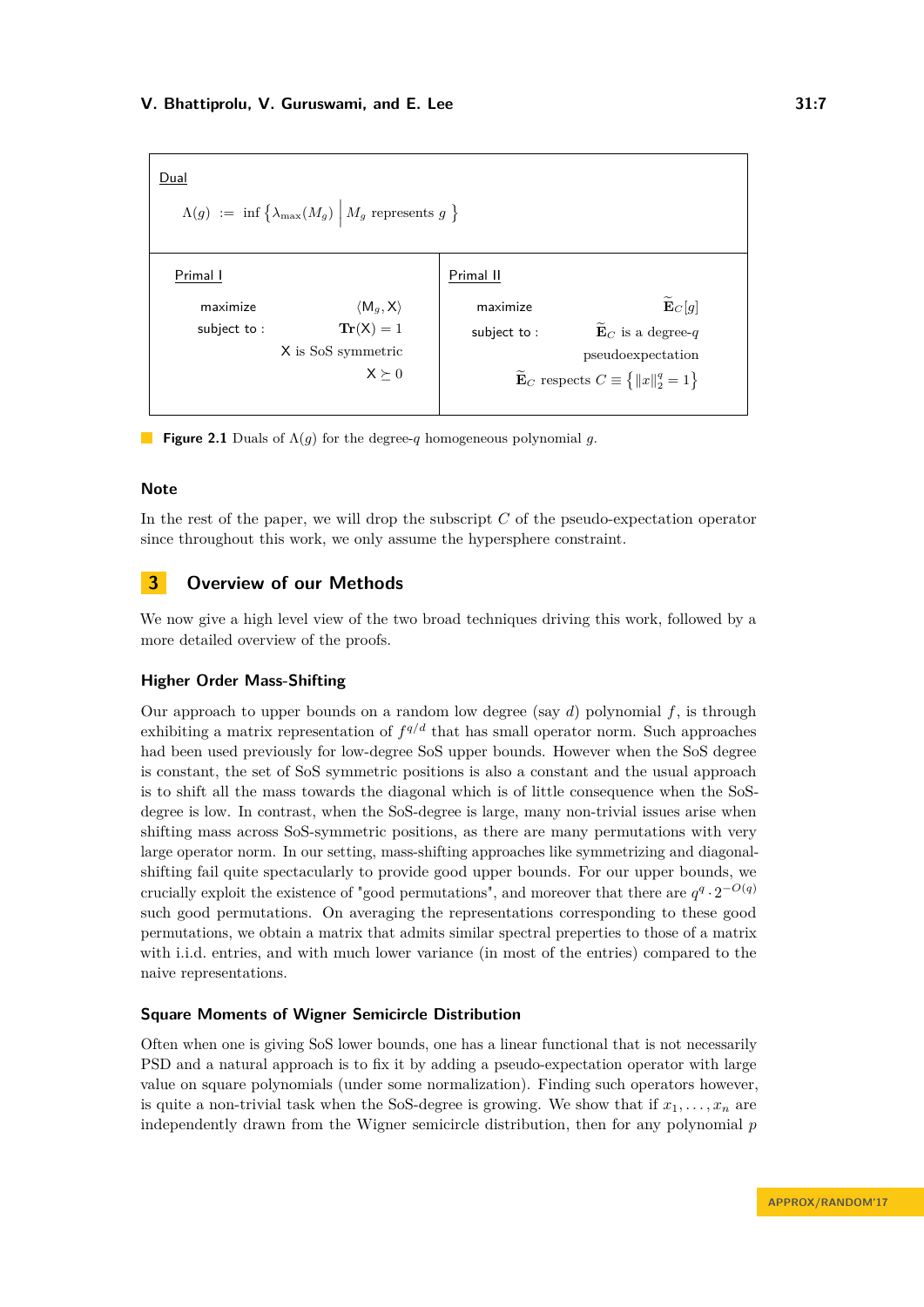**Dual**

$$\Lambda(g) \;:=\; \inf\left\{\lambda_{\max}(M_g) \;\middle|\; M_g \text{ represents } g\right\}$$

**Primal I**

maximize $\langle \mathsf{M}_g, \mathsf{X}\rangle$

subject to : $\mathbf{Tr}(\mathsf{X}) = 1$

$\mathsf{X}$ is SoS symmetric

$\mathsf{X} \succeq 0$

**Primal II**

maximize $\widetilde{\mathbf{E}}_C[g]$

subject to : $\widetilde{\mathbf{E}}_C$ is a degree-$q$ pseudoexpectation

$\widetilde{\mathbf{E}}_C$ respects $C \equiv \left\{\|x\|_2^q = 1\right\}$

**Figure 2.1** Duals of $\Lambda(g)$ for the degree-$q$ homogeneous polynomial $g$.

### Note

In the rest of the paper, we will drop the subscript $C$ of the pseudo-expectation operator since throughout this work, we only assume the hypersphere constraint.

## 3 Overview of our Methods

We now give a high level view of the two broad techniques driving this work, followed by a more detailed overview of the proofs.

### Higher Order Mass-Shifting

Our approach to upper bounds on a random low degree (say $d$) polynomial $f$, is through exhibiting a matrix representation of $f^{q/d}$ that has small operator norm. Such approaches had been used previously for low-degree SoS upper bounds. However when the SoS degree is constant, the set of SoS symmetric positions is also a constant and the usual approach is to shift all the mass towards the diagonal which is of little consequence when the SoS-degree is low. In contrast, when the SoS-degree is large, many non-trivial issues arise when shifting mass across SoS-symmetric positions, as there are many permutations with very large operator norm. In our setting, mass-shifting approaches like symmetrizing and diagonal-shifting fail quite spectacularly to provide good upper bounds. For our upper bounds, we crucially exploit the existence of "good permutations", and moreover that there are $q^q \cdot 2^{-O(q)}$ such good permutations. On averaging the representations corresponding to these good permutations, we obtain a matrix that admits similar spectral properties to those of a matrix with i.i.d. entries, and with much lower variance (in most of the entries) compared to the naive representations.

### Square Moments of Wigner Semicircle Distribution

Often when one is giving SoS lower bounds, one has a linear functional that is not necessarily PSD and a natural approach is to fix it by adding a pseudo-expectation operator with large value on square polynomials (under some normalization). Finding such operators however, is quite a non-trivial task when the SoS-degree is growing. We show that if $x_1, \ldots, x_n$ are independently drawn from the Wigner semicircle distribution, then for any polynomial $p$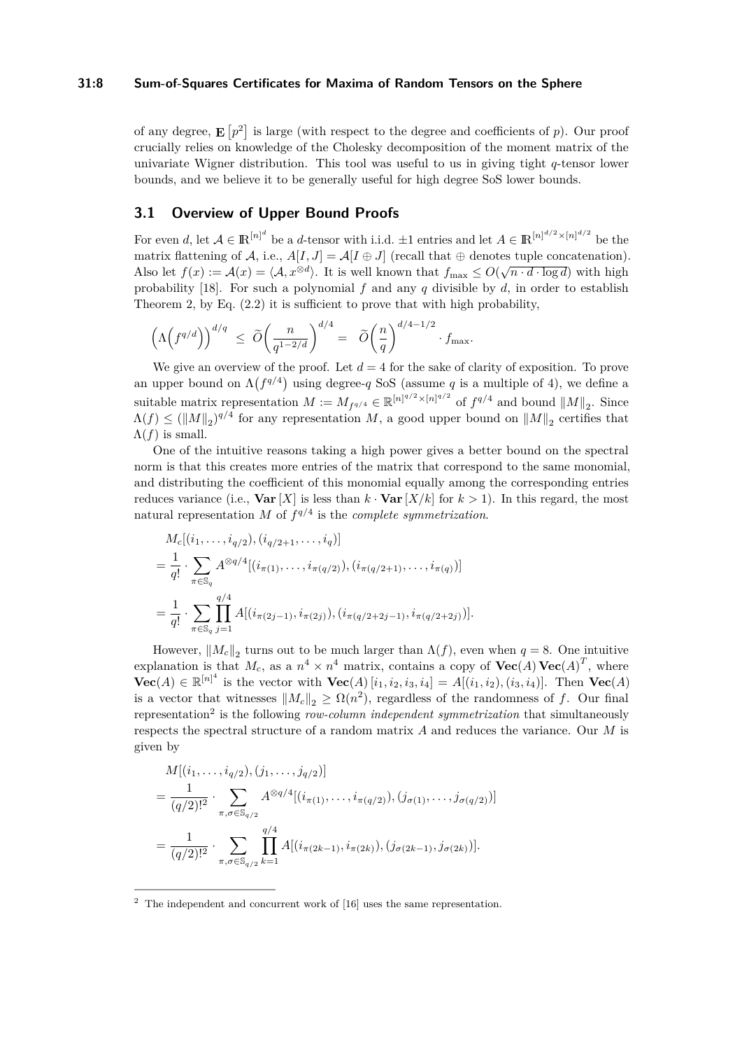of any degree, $\mathbf{E}\left[p^2\right]$ is large (with respect to the degree and coefficients of $p$). Our proof crucially relies on knowledge of the Cholesky decomposition of the moment matrix of the univariate Wigner distribution. This tool was useful to us in giving tight $q$-tensor lower bounds, and we believe it to be generally useful for high degree SoS lower bounds.

## 3.1 Overview of Upper Bound Proofs

For even $d$, let $\mathcal{A} \in \mathbb{R}^{[n]^d}$ be a $d$-tensor with i.i.d. $\pm 1$ entries and let $A \in \mathbb{R}^{[n]^{d/2} \times [n]^{d/2}}$ be the matrix flattening of $\mathcal{A}$, i.e., $A[I, J] = \mathcal{A}[I \oplus J]$ (recall that $\oplus$ denotes tuple concatenation). Also let $f(x) := \mathcal{A}(x) = \langle \mathcal{A}, x^{\otimes d} \rangle$. It is well known that $f_{\max} \leq O(\sqrt{n \cdot d \cdot \log d})$ with high probability [18]. For such a polynomial $f$ and any $q$ divisible by $d$, in order to establish Theorem 2, by Eq. (2.2) it is sufficient to prove that with high probability,

$$\left(\Lambda\left(f^{q/d}\right)\right)^{d/q} \leq \widetilde{O}\left(\frac{n}{q^{1-2/d}}\right)^{d/4} = \widetilde{O}\left(\frac{n}{q}\right)^{d/4-1/2} \cdot f_{\max}.$$

We give an overview of the proof. Let $d = 4$ for the sake of clarity of exposition. To prove an upper bound on $\Lambda\left(f^{q/4}\right)$ using degree-$q$ SoS (assume $q$ is a multiple of 4), we define a suitable matrix representation $M := M_{f^{q/4}} \in \mathbb{R}^{[n]^{q/2} \times [n]^{q/2}}$ of $f^{q/4}$ and bound $\|M\|_2$. Since $\Lambda(f) \leq (\|M\|_2)^{q/4}$ for any representation $M$, a good upper bound on $\|M\|_2$ certifies that $\Lambda(f)$ is small.

One of the intuitive reasons taking a high power gives a better bound on the spectral norm is that this creates more entries of the matrix that correspond to the same monomial, and distributing the coefficient of this monomial equally among the corresponding entries reduces variance (i.e., $\mathbf{Var}[X]$ is less than $k \cdot \mathbf{Var}[X/k]$ for $k > 1$). In this regard, the most natural representation $M$ of $f^{q/4}$ is the *complete symmetrization*.

$$\begin{aligned}
&M_c[(i_1, \ldots, i_{q/2}), (i_{q/2+1}, \ldots, i_q)] \\
&= \frac{1}{q!} \cdot \sum_{\pi \in \mathbb{S}_q} A^{\otimes q/4}[(i_{\pi(1)}, \ldots, i_{\pi(q/2)}), (i_{\pi(q/2+1)}, \ldots, i_{\pi(q)})] \\
&= \frac{1}{q!} \cdot \sum_{\pi \in \mathbb{S}_q} \prod_{j=1}^{q/4} A[(i_{\pi(2j-1)}, i_{\pi(2j)}), (i_{\pi(q/2+2j-1)}, i_{\pi(q/2+2j)})].
\end{aligned}$$

However, $\|M_c\|_2$ turns out to be much larger than $\Lambda(f)$, even when $q = 8$. One intuitive explanation is that $M_c$, as a $n^4 \times n^4$ matrix, contains a copy of $\mathbf{Vec}(A)\,\mathbf{Vec}(A)^T$, where $\mathbf{Vec}(A) \in \mathbb{R}^{[n]^4}$ is the vector with $\mathbf{Vec}(A)[i_1, i_2, i_3, i_4] = A[(i_1, i_2), (i_3, i_4)]$. Then $\mathbf{Vec}(A)$ is a vector that witnesses $\|M_c\|_2 \geq \Omega(n^2)$, regardless of the randomness of $f$. Our final representation[2] is the following *row-column independent symmetrization* that simultaneously respects the spectral structure of a random matrix $A$ and reduces the variance. Our $M$ is given by

$$\begin{aligned}
&M[(i_1, \ldots, i_{q/2}), (j_1, \ldots, j_{q/2})] \\
&= \frac{1}{(q/2)!^2} \cdot \sum_{\pi, \sigma \in \mathbb{S}_{q/2}} A^{\otimes q/4}[(i_{\pi(1)}, \ldots, i_{\pi(q/2)}), (j_{\sigma(1)}, \ldots, j_{\sigma(q/2)})] \\
&= \frac{1}{(q/2)!^2} \cdot \sum_{\pi, \sigma \in \mathbb{S}_{q/2}} \prod_{k=1}^{q/4} A[(i_{\pi(2k-1)}, i_{\pi(2k)}), (j_{\sigma(2k-1)}, j_{\sigma(2k)})].
\end{aligned}$$

---

[2] The independent and concurrent work of [16] uses the same representation.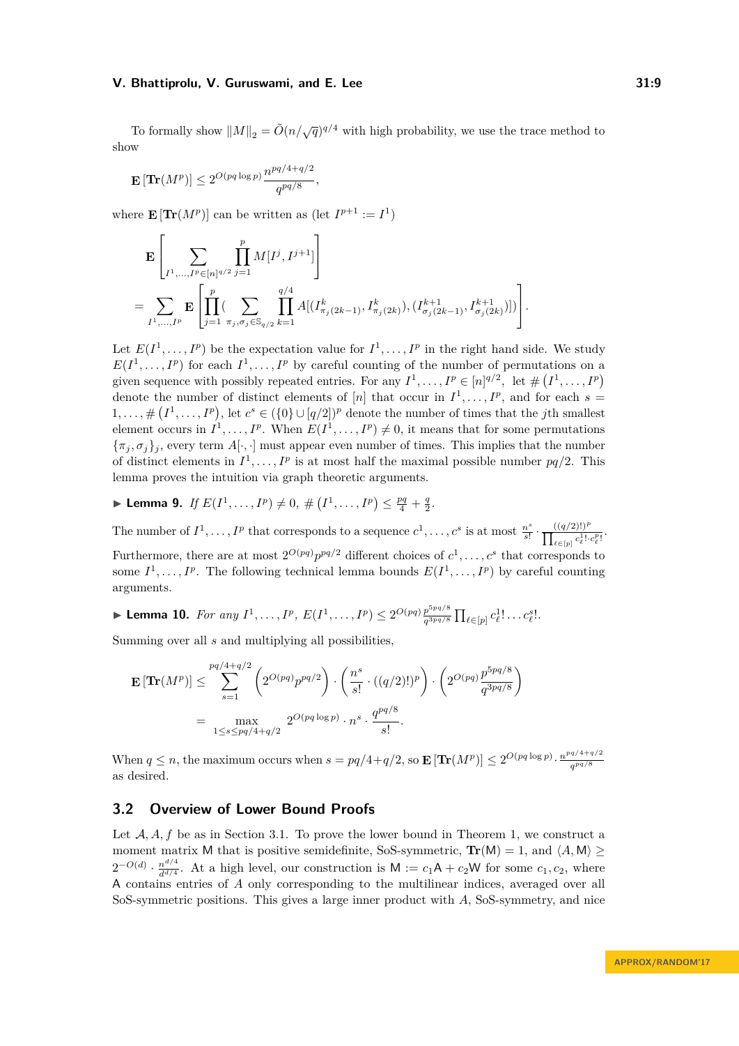To formally show $\|M\|_2 = \tilde{O}(n/\sqrt{q})^{q/4}$ with high probability, we use the trace method to show

$$\mathbf{E}\left[\mathbf{Tr}(M^p)\right] \le 2^{O(pq \log p)} \frac{n^{pq/4+q/2}}{q^{pq/8}},$$

where $\mathbf{E}\left[\mathbf{Tr}(M^p)\right]$ can be written as (let $I^{p+1} := I^1$)

$$\mathbf{E}\left[\sum_{I^1,\ldots,I^p \in [n]^{q/2}} \prod_{j=1}^{p} M[I^j, I^{j+1}]\right]$$
$$= \sum_{I^1,\ldots,I^p} \mathbf{E}\left[\prod_{j=1}^{p} \Big( \sum_{\pi_j, \sigma_j \in \mathbb{S}_{q/2}} \prod_{k=1}^{q/4} A[(I^k_{\pi_j(2k-1)}, I^k_{\pi_j(2k)}), (I^{k+1}_{\sigma_j(2k-1)}, I^{k+1}_{\sigma_j(2k)})]\Big)\right].$$

Let $E(I^1,\ldots,I^p)$ be the expectation value for $I^1,\ldots,I^p$ in the right hand side. We study $E(I^1,\ldots,I^p)$ for each $I^1,\ldots,I^p$ by careful counting of the number of permutations on a given sequence with possibly repeated entries. For any $I^1,\ldots,I^p \in [n]^{q/2}$, let $\#\left(I^1,\ldots,I^p\right)$ denote the number of distinct elements of $[n]$ that occur in $I^1,\ldots,I^p$, and for each $s = 1,\ldots,\#\left(I^1,\ldots,I^p\right)$, let $c^s \in (\{0\} \cup [q/2])^p$ denote the number of times that the $j$th smallest element occurs in $I^1,\ldots,I^p$. When $E(I^1,\ldots,I^p) \ne 0$, it means that for some permutations $\{\pi_j, \sigma_j\}_j$, every term $A[\cdot,\cdot]$ must appear even number of times. This implies that the number of distinct elements in $I^1,\ldots,I^p$ is at most half the maximal possible number $pq/2$. This lemma proves the intuition via graph theoretic arguments.

▶ **Lemma 9.** *If $E(I^1,\ldots,I^p) \ne 0$, $\#\left(I^1,\ldots,I^p\right) \le \frac{pq}{4} + \frac{q}{2}$.*

The number of $I^1,\ldots,I^p$ that corresponds to a sequence $c^1,\ldots,c^s$ is at most $\frac{n^s}{s!} \cdot \frac{((q/2)!)^p}{\prod_{\ell\in[p]} c^1_\ell! \cdots c^p_\ell!}$. Furthermore, there are at most $2^{O(pq)} p^{pq/2}$ different choices of $c^1,\ldots,c^s$ that corresponds to some $I^1,\ldots,I^p$. The following technical lemma bounds $E(I^1,\ldots,I^p)$ by careful counting arguments.

▶ **Lemma 10.** *For any $I^1,\ldots,I^p$, $E(I^1,\ldots,I^p) \le 2^{O(pq)} \frac{p^{5pq/8}}{q^{3pq/8}} \prod_{\ell\in[p]} c^1_\ell! \ldots c^s_\ell!$.*

Summing over all $s$ and multiplying all possibilities,

$$\mathbf{E}\left[\mathbf{Tr}(M^p)\right] \le \sum_{s=1}^{pq/4+q/2} \left(2^{O(pq)} p^{pq/2}\right) \cdot \left(\frac{n^s}{s!} \cdot ((q/2)!)^p\right) \cdot \left(2^{O(pq)} \frac{p^{5pq/8}}{q^{3pq/8}}\right)$$
$$= \max_{1 \le s \le pq/4+q/2} 2^{O(pq \log p)} \cdot n^s \cdot \frac{q^{pq/8}}{s!}.$$

When $q \le n$, the maximum occurs when $s = pq/4+q/2$, so $\mathbf{E}\left[\mathbf{Tr}(M^p)\right] \le 2^{O(pq \log p)} \cdot \frac{n^{pq/4+q/2}}{q^{pq/8}}$ as desired.

## 3.2 Overview of Lower Bound Proofs

Let $\mathcal{A}, A, f$ be as in Section 3.1. To prove the lower bound in Theorem 1, we construct a moment matrix $\mathsf{M}$ that is positive semidefinite, SoS-symmetric, $\mathbf{Tr}(\mathsf{M}) = 1$, and $\langle A, \mathsf{M}\rangle \ge 2^{-O(d)} \cdot \frac{n^{d/4}}{d^{d/4}}$. At a high level, our construction is $\mathsf{M} := c_1\mathsf{A} + c_2\mathsf{W}$ for some $c_1, c_2$, where $\mathsf{A}$ contains entries of $A$ only corresponding to the multilinear indices, averaged over all SoS-symmetric positions. This gives a large inner product with $A$, SoS-symmetry, and nice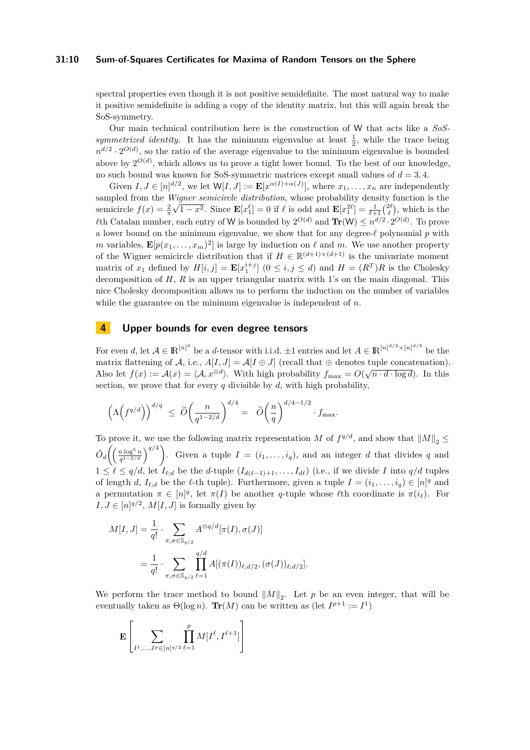spectral properties even though it is not positive semidefinite. The most natural way to make it positive semidefinite is adding a copy of the identity matrix, but this will again break the SoS-symmetry.

Our main technical contribution here is the construction of $\mathsf{W}$ that acts like a *SoS-symmetrized identity*. It has the minimum eigenvalue at least $\frac{1}{2}$, while the trace being $n^{d/2} \cdot 2^{O(d)}$, so the ratio of the average eigenvalue to the minimum eigenvalue is bounded above by $2^{O(d)}$, which allows us to prove a tight lower bound. To the best of our knowledge, no such bound was known for SoS-symmetric matrices except small values of $d = 3, 4$.

Given $I, J \in [n]^{d/2}$, we let $\mathsf{W}[I, J] := \mathbf{E}[x^{\alpha(I)+\alpha(J)}]$, where $x_1, \ldots, x_n$ are independently sampled from the *Wigner semicircle distribution*, whose probability density function is the semicircle $f(x) = \frac{2}{\pi}\sqrt{1-x^2}$. Since $\mathbf{E}[x_1^\ell] = 0$ if $\ell$ is odd and $\mathbf{E}[x_1^{2\ell}] = \frac{1}{\ell+1}\binom{2\ell}{\ell}$, which is the $\ell$th Catalan number, each entry of $\mathsf{W}$ is bounded by $2^{O(d)}$ and $\mathbf{Tr}(\mathsf{W}) \le n^{d/2} \cdot 2^{O(d)}$. To prove a lower bound on the minimum eigenvalue, we show that for any degree-$\ell$ polynomial $p$ with $m$ variables, $\mathbf{E}[p(x_1, \ldots, x_m)^2]$ is large by induction on $\ell$ and $m$. We use another property of the Wigner semicircle distribution that if $H \in \mathbb{R}^{(d+1)\times(d+1)}$ is the univariate moment matrix of $x_1$ defined by $H[i, j] = \mathbf{E}[x_1^{i+j}]$ $(0 \le i, j \le d)$ and $H = (R^T)R$ is the Cholesky decomposition of $H$, $R$ is an upper triangular matrix with 1's on the main diagonal. This nice Cholesky decomposition allows us to perform the induction on the number of variables while the guarantee on the minimum eigenvalue is independent of $n$.

## 4 Upper bounds for even degree tensors

For even $d$, let $\mathcal{A} \in \mathbb{R}^{[n]^d}$ be a $d$-tensor with i.i.d. $\pm 1$ entries and let $A \in \mathbb{R}^{[n]^{d/2} \times [n]^{d/2}}$ be the matrix flattening of $\mathcal{A}$, i.e., $A[I, J] = \mathcal{A}[I \oplus J]$ (recall that $\oplus$ denotes tuple concatenation). Also let $f(x) := \mathcal{A}(x) = \langle \mathcal{A}, x^{\otimes d}\rangle$. With high probability $f_{\max} = O(\sqrt{n \cdot d \cdot \log d})$. In this section, we prove that for every $q$ divisible by $d$, with high probability,

$$\left(\Lambda\left(f^{q/d}\right)\right)^{d/q} \le \widetilde{O}\left(\frac{n}{q^{1-2/d}}\right)^{d/4} = \widetilde{O}\left(\frac{n}{q}\right)^{d/4-1/2} \cdot f_{\max}.$$

To prove it, we use the following matrix representation $M$ of $f^{q/d}$, and show that $\|M\|_2 \le \tilde{O}_d\left(\left(\frac{n \log^5 n}{q^{1-2/d}}\right)^{q/4}\right)$. Given a tuple $I = (i_1, \ldots, i_q)$, and an integer $d$ that divides $q$ and $1 \le \ell \le q/d$, let $I_{\ell;d}$ be the $d$-tuple $(I_{d(\ell-1)+1}, \ldots, I_{d\ell})$ (i.e., if we divide $I$ into $q/d$ tuples of length $d$, $I_{\ell;d}$ be the $\ell$-th tuple). Furthermore, given a tuple $I = (i_1, \ldots, i_q) \in [n]^q$ and a permutation $\pi \in [n]^q$, let $\pi(I)$ be another $q$-tuple whose $\ell$th coordinate is $\pi(i_\ell)$. For $I, J \in [n]^{q/2}$, $M[I, J]$ is formally given by

$$\begin{aligned}
M[I, J] &= \frac{1}{q!} \cdot \sum_{\pi, \sigma \in \mathbb{S}_{q/2}} A^{\otimes q/d}[\pi(I), \sigma(J)] \\
&= \frac{1}{q!} \cdot \sum_{\pi, \sigma \in \mathbb{S}_{q/2}} \prod_{\ell=1}^{q/d} A[(\pi(I))_{\ell;d/2}, (\sigma(J))_{\ell;d/2}].
\end{aligned}$$

We perform the trace method to bound $\|M\|_2$. Let $p$ be an even integer, that will be eventually taken as $\Theta(\log n)$. $\mathbf{Tr}(M)$ can be written as (let $I^{p+1} := I^1$)

$$\mathbf{E}\left[\sum_{I^1, \ldots, I^p \in [n]^{q/2}} \prod_{\ell=1}^{p} M[I^\ell, I^{\ell+1}]\right]$$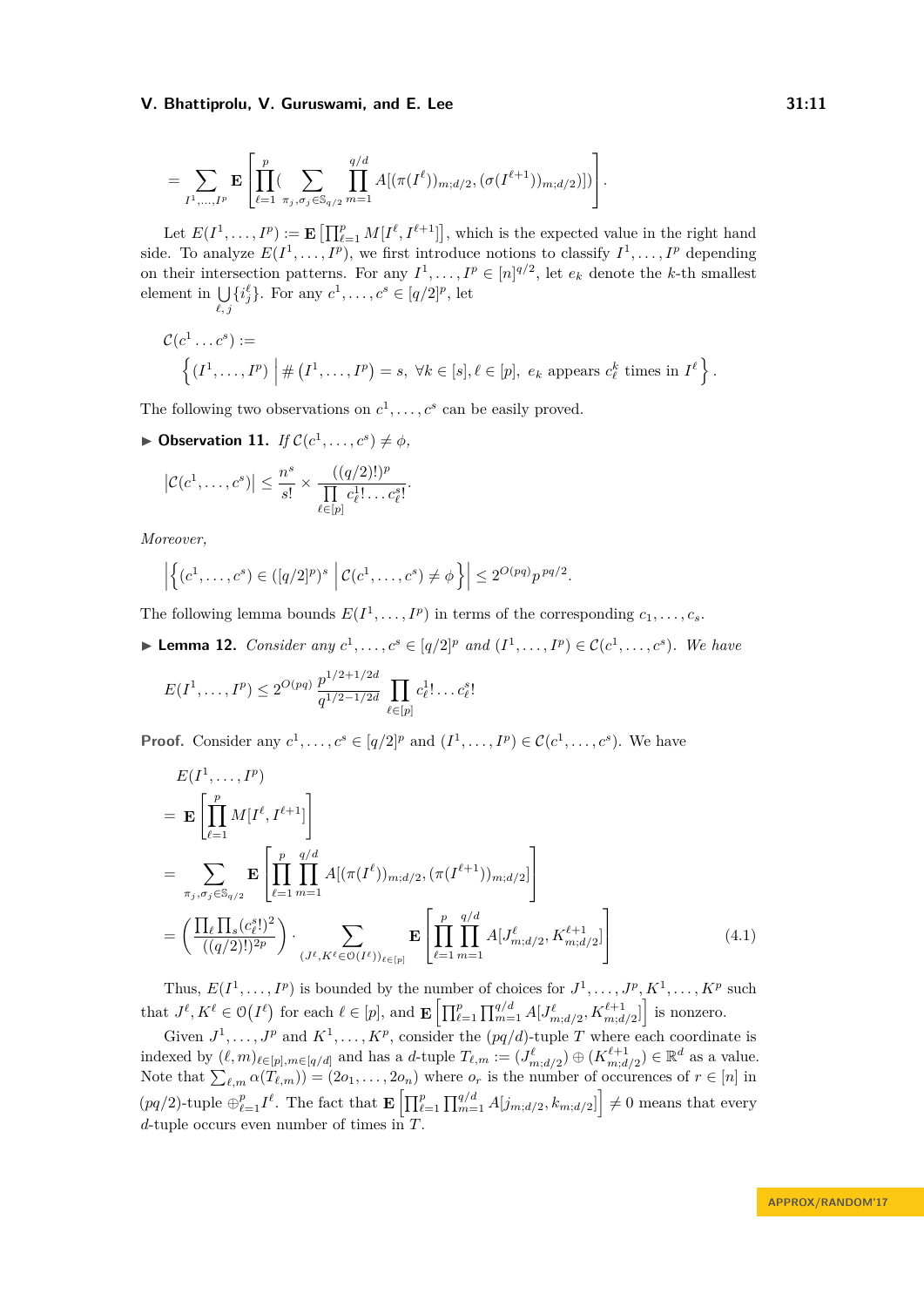$$= \sum_{I^1,\ldots,I^p} \mathbf{E}\left[\prod_{\ell=1}^{p} \Big( \sum_{\pi_j,\sigma_j \in \mathbb{S}_{q/2}} \prod_{m=1}^{q/d} A[(\pi(I^\ell))_{m;d/2}, (\sigma(I^{\ell+1}))_{m;d/2}]\Big)\right].$$

Let $E(I^1,\ldots,I^p) := \mathbf{E}\left[\prod_{\ell=1}^p M[I^\ell, I^{\ell+1}]\right]$, which is the expected value in the right hand side. To analyze $E(I^1,\ldots,I^p)$, we first introduce notions to classify $I^1,\ldots,I^p$ depending on their intersection patterns. For any $I^1,\ldots,I^p \in [n]^{q/2}$, let $e_k$ denote the $k$-th smallest element in $\bigcup_{\ell,j}\{i^\ell_j\}$. For any $c^1,\ldots,c^s \in [q/2]^p$, let

$$\mathcal{C}(c^1\ldots c^s) := \left\{(I^1,\ldots,I^p) \,\middle|\, \#(I^1,\ldots,I^p) = s,\ \forall k \in [s], \ell \in [p],\ e_k \text{ appears } c^k_\ell \text{ times in } I^\ell\right\}.$$

The following two observations on $c^1,\ldots,c^s$ can be easily proved.

▶ **Observation 11.** *If $\mathcal{C}(c^1,\ldots,c^s) \neq \phi$,*

$$\left|\mathcal{C}(c^1,\ldots,c^s)\right| \leq \frac{n^s}{s!} \times \frac{((q/2)!)^p}{\prod_{\ell\in[p]} c^1_\ell!\ldots c^s_\ell!}.$$

*Moreover,*

$$\left|\left\{(c^1,\ldots,c^s) \in ([q/2]^p)^s \,\middle|\, \mathcal{C}(c^1,\ldots,c^s) \neq \phi\right\}\right| \leq 2^{O(pq)} p^{pq/2}.$$

The following lemma bounds $E(I^1,\ldots,I^p)$ in terms of the corresponding $c_1,\ldots,c_s$.

▶ **Lemma 12.** *Consider any $c^1,\ldots,c^s \in [q/2]^p$ and $(I^1,\ldots,I^p) \in \mathcal{C}(c^1,\ldots,c^s)$. We have*

$$E(I^1,\ldots,I^p) \leq 2^{O(pq)} \frac{p^{1/2+1/2d}}{q^{1/2-1/2d}} \prod_{\ell\in[p]} c^1_\ell!\ldots c^s_\ell!$$

**Proof.** Consider any $c^1,\ldots,c^s \in [q/2]^p$ and $(I^1,\ldots,I^p) \in \mathcal{C}(c^1,\ldots,c^s)$. We have

$$\begin{aligned}
&E(I^1,\ldots,I^p)\\
&= \mathbf{E}\left[\prod_{\ell=1}^{p} M[I^\ell, I^{\ell+1}]\right]\\
&= \sum_{\pi_j,\sigma_j\in\mathbb{S}_{q/2}} \mathbf{E}\left[\prod_{\ell=1}^{p}\prod_{m=1}^{q/d} A[(\pi(I^\ell))_{m;d/2}, (\pi(I^{\ell+1}))_{m;d/2}]\right]\\
&= \left(\frac{\prod_\ell \prod_s (c^s_\ell!)^2}{((q/2)!)^{2p}}\right) \cdot \sum_{(J^\ell,K^\ell\in\mathcal{O}(I^\ell))_{\ell\in[p]}} \mathbf{E}\left[\prod_{\ell=1}^{p}\prod_{m=1}^{q/d} A[J^\ell_{m;d/2}, K^{\ell+1}_{m;d/2}]\right]
\end{aligned} \tag{4.1}$$

Thus, $E(I^1,\ldots,I^p)$ is bounded by the number of choices for $J^1,\ldots,J^p, K^1,\ldots,K^p$ such that $J^\ell, K^\ell \in \mathcal{O}(I^\ell)$ for each $\ell \in [p]$, and $\mathbf{E}\left[\prod_{\ell=1}^p \prod_{m=1}^{q/d} A[J^\ell_{m;d/2}, K^{\ell+1}_{m;d/2}]\right]$ is nonzero.

Given $J^1,\ldots,J^p$ and $K^1,\ldots,K^p$, consider the $(pq/d)$-tuple $T$ where each coordinate is indexed by $(\ell,m)_{\ell\in[p],m\in[q/d]}$ and has a $d$-tuple $T_{\ell,m} := (J^\ell_{m;d/2}) \oplus (K^{\ell+1}_{m;d/2}) \in \mathbb{R}^d$ as a value. Note that $\sum_{\ell,m} \alpha(T_{\ell,m})) = (2o_1,\ldots,2o_n)$ where $o_r$ is the number of occurences of $r \in [n]$ in $(pq/2)$-tuple $\oplus_{\ell=1}^p I^\ell$. The fact that $\mathbf{E}\left[\prod_{\ell=1}^p \prod_{m=1}^{q/d} A[j_{m;d/2}, k_{m;d/2}]\right] \neq 0$ means that every $d$-tuple occurs even number of times in $T$.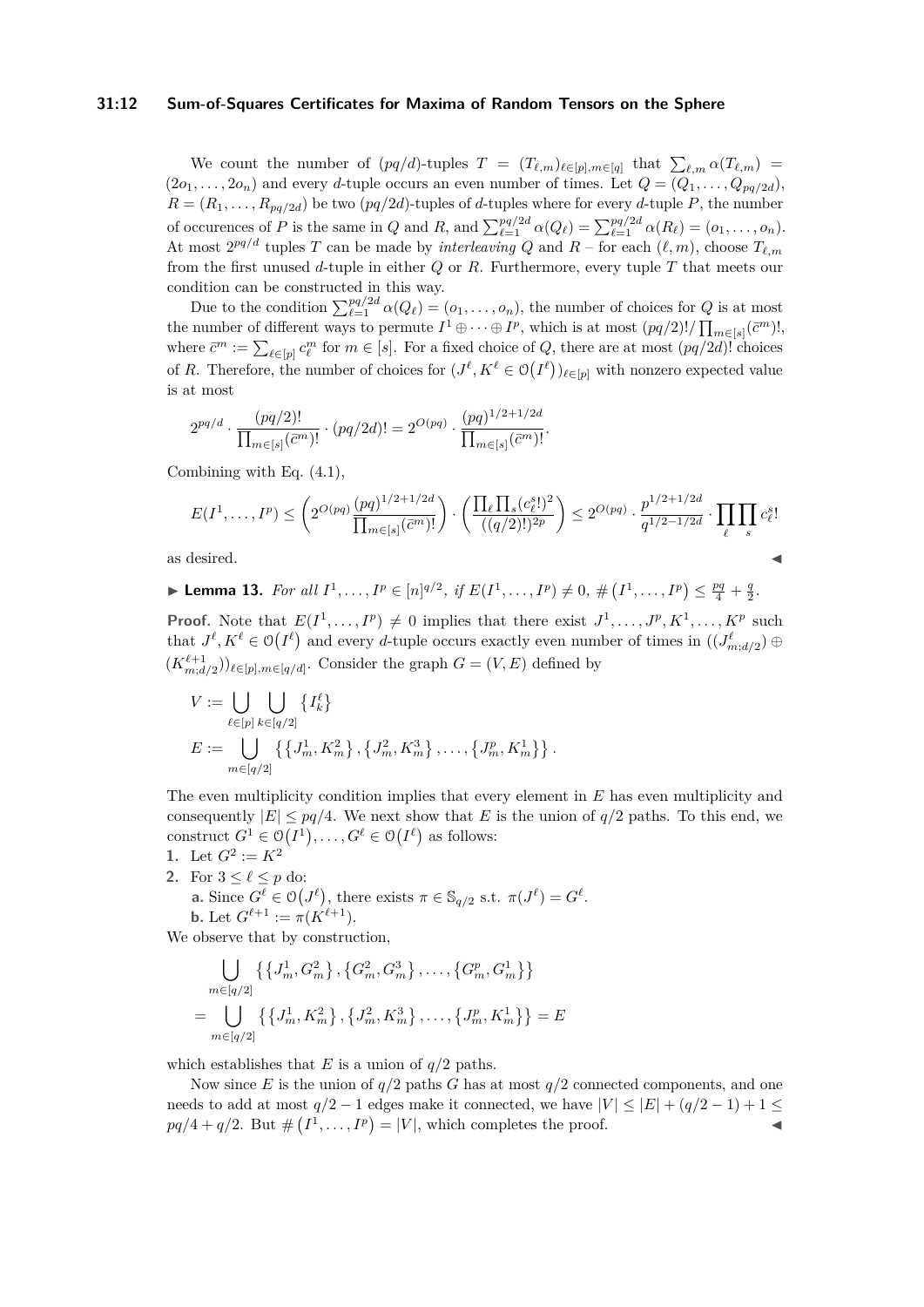We count the number of $(pq/d)$-tuples $T = (T_{\ell,m})_{\ell\in[p],m\in[q]}$ that $\sum_{\ell,m}\alpha(T_{\ell,m}) = (2o_1,\dots,2o_n)$ and every $d$-tuple occurs an even number of times. Let $Q = (Q_1,\dots,Q_{pq/2d})$, $R = (R_1,\dots,R_{pq/2d})$ be two $(pq/2d)$-tuples of $d$-tuples where for every $d$-tuple $P$, the number of occurences of $P$ is the same in $Q$ and $R$, and $\sum_{\ell=1}^{pq/2d}\alpha(Q_\ell) = \sum_{\ell=1}^{pq/2d}\alpha(R_\ell) = (o_1,\dots,o_n)$. At most $2^{pq/d}$ tuples $T$ can be made by *interleaving* $Q$ and $R$ – for each $(\ell,m)$, choose $T_{\ell,m}$ from the first unused $d$-tuple in either $Q$ or $R$. Furthermore, every tuple $T$ that meets our condition can be constructed in this way.

Due to the condition $\sum_{\ell=1}^{pq/2d}\alpha(Q_\ell) = (o_1,\dots,o_n)$, the number of choices for $Q$ is at most the number of different ways to permute $I^1\oplus\cdots\oplus I^p$, which is at most $(pq/2)!/\prod_{m\in[s]}(\bar{c}^m)!$, where $\bar{c}^m := \sum_{\ell\in[p]} c_\ell^m$ for $m\in[s]$. For a fixed choice of $Q$, there are at most $(pq/2d)!$ choices of $R$. Therefore, the number of choices for $(J^\ell, K^\ell \in \mathcal{O}(I^\ell))_{\ell\in[p]}$ with nonzero expected value is at most

$$2^{pq/d}\cdot\frac{(pq/2)!}{\prod_{m\in[s]}(\bar{c}^m)!}\cdot(pq/2d)! = 2^{O(pq)}\cdot\frac{(pq)^{1/2+1/2d}}{\prod_{m\in[s]}(\bar{c}^m)!}.$$

Combining with Eq. (4.1),

$$E(I^1,\dots,I^p) \le \left(2^{O(pq)}\frac{(pq)^{1/2+1/2d}}{\prod_{m\in[s]}(\bar{c}^m)!}\right)\cdot\left(\frac{\prod_\ell\prod_s(c_\ell^s!)^2}{((q/2)!)^{2p}}\right) \le 2^{O(pq)}\cdot\frac{p^{1/2+1/2d}}{q^{1/2-1/2d}}\cdot\prod_\ell\prod_s c_\ell^s!$$

as desired. ◀

▶ **Lemma 13.** *For all $I^1,\dots,I^p\in[n]^{q/2}$, if $E(I^1,\dots,I^p)\neq 0$, $\#\left(I^1,\dots,I^p\right)\le \frac{pq}{4}+\frac{q}{2}$.*

**Proof.** Note that $E(I^1,\dots,I^p)\neq 0$ implies that there exist $J^1,\dots,J^p,K^1,\dots,K^p$ such that $J^\ell,K^\ell\in\mathcal{O}(I^\ell)$ and every $d$-tuple occurs exactly even number of times in $((J^\ell_{m;d/2})\oplus(K^{\ell+1}_{m;d/2}))_{\ell\in[p],m\in[q/d]}$. Consider the graph $G=(V,E)$ defined by

$$V := \bigcup_{\ell\in[p]}\bigcup_{k\in[q/2]}\{I_k^\ell\}$$
$$E := \bigcup_{m\in[q/2]}\left\{\{J_m^1,K_m^2\},\{J_m^2,K_m^3\},\dots,\{J_m^p,K_m^1\}\right\}.$$

The even multiplicity condition implies that every element in $E$ has even multiplicity and consequently $|E|\le pq/4$. We next show that $E$ is the union of $q/2$ paths. To this end, we construct $G^1\in\mathcal{O}(I^1),\dots,G^\ell\in\mathcal{O}(I^\ell)$ as follows:

1. Let $G^2 := K^2$
2. For $3\le\ell\le p$ do:
   a. Since $G^\ell\in\mathcal{O}(J^\ell)$, there exists $\pi\in\mathbb{S}_{q/2}$ s.t. $\pi(J^\ell)=G^\ell$.
   b. Let $G^{\ell+1} := \pi(K^{\ell+1})$.

We observe that by construction,

$$\begin{aligned}&\bigcup_{m\in[q/2]}\left\{\{J_m^1,G_m^2\},\{G_m^2,G_m^3\},\dots,\{G_m^p,G_m^1\}\right\}\\ =&\bigcup_{m\in[q/2]}\left\{\{J_m^1,K_m^2\},\{J_m^2,K_m^3\},\dots,\{J_m^p,K_m^1\}\right\}=E\end{aligned}$$

which establishes that $E$ is a union of $q/2$ paths.

Now since $E$ is the union of $q/2$ paths $G$ has at most $q/2$ connected components, and one needs to add at most $q/2-1$ edges make it connected, we have $|V|\le|E|+(q/2-1)+1\le pq/4+q/2$. But $\#\left(I^1,\dots,I^p\right)=|V|$, which completes the proof. ◀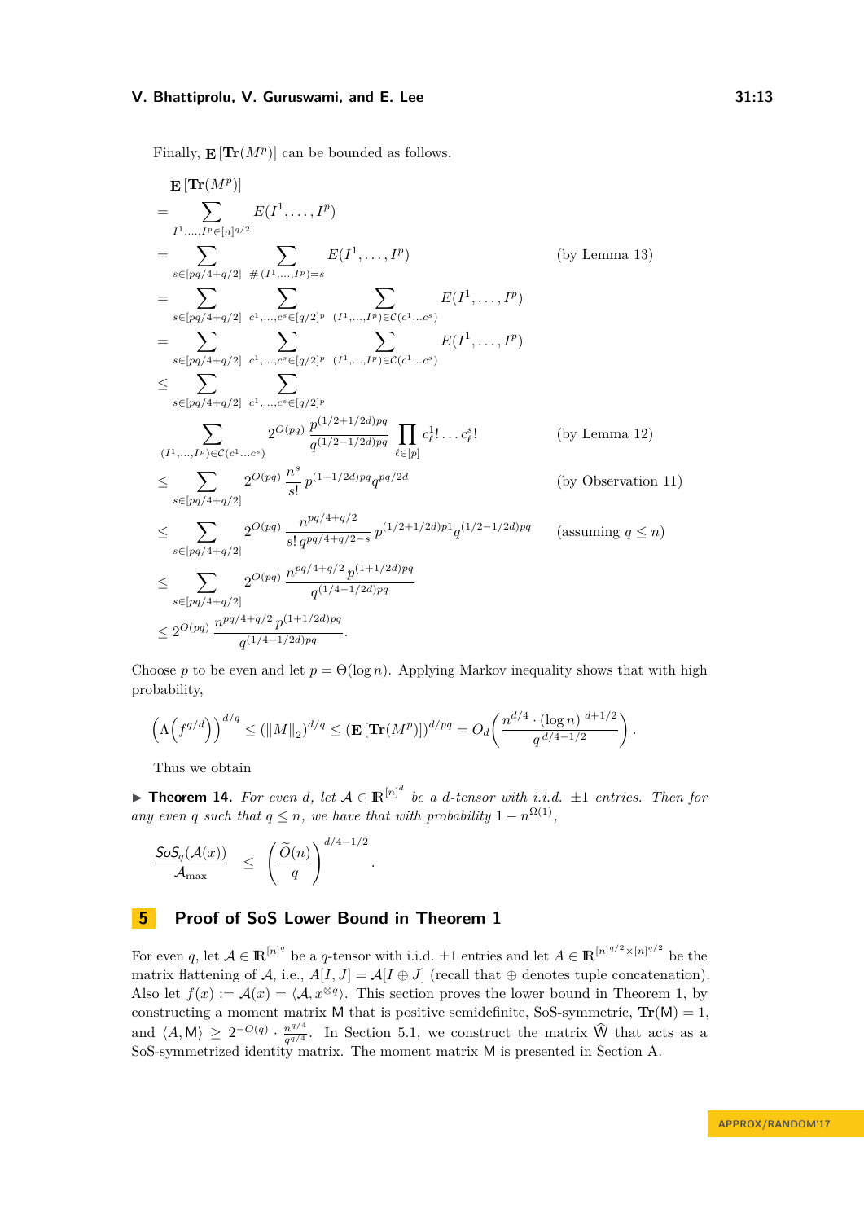Finally, $\mathbf{E}[\mathbf{Tr}(M^p)]$ can be bounded as follows.

$$
\begin{aligned}
&\mathbf{E}[\mathbf{Tr}(M^p)] \\
&= \sum_{I^1,\ldots,I^p \in [n]^{q/2}} E(I^1,\ldots,I^p) \\
&= \sum_{s\in[pq/4+q/2]} \sum_{\#(I^1,\ldots,I^p)=s} E(I^1,\ldots,I^p) && \text{(by Lemma 13)} \\
&= \sum_{s\in[pq/4+q/2]} \sum_{c^1,\ldots,c^s\in[q/2]^p} \sum_{(I^1,\ldots,I^p)\in\mathcal{C}(c^1\ldots c^s)} E(I^1,\ldots,I^p) \\
&= \sum_{s\in[pq/4+q/2]} \sum_{c^1,\ldots,c^s\in[q/2]^p} \sum_{(I^1,\ldots,I^p)\in\mathcal{C}(c^1\ldots c^s)} E(I^1,\ldots,I^p) \\
&\leq \sum_{s\in[pq/4+q/2]} \sum_{c^1,\ldots,c^s\in[q/2]^p} \\
&\quad \sum_{(I^1,\ldots,I^p)\in\mathcal{C}(c^1\ldots c^s)} 2^{O(pq)} \frac{p^{(1/2+1/2d)pq}}{q^{(1/2-1/2d)pq}} \prod_{\ell\in[p]} c^1_\ell!\ldots c^s_\ell! && \text{(by Lemma 12)} \\
&\leq \sum_{s\in[pq/4+q/2]} 2^{O(pq)} \frac{n^s}{s!} p^{(1+1/2d)pq} q^{pq/2d} && \text{(by Observation 11)} \\
&\leq \sum_{s\in[pq/4+q/2]} 2^{O(pq)} \frac{n^{pq/4+q/2}}{s!\, q^{pq/4+q/2-s}} p^{(1/2+1/2d)p1} q^{(1/2-1/2d)pq} && \text{(assuming } q \leq n\text{)} \\
&\leq \sum_{s\in[pq/4+q/2]} 2^{O(pq)} \frac{n^{pq/4+q/2}\, p^{(1+1/2d)pq}}{q^{(1/4-1/2d)pq}} \\
&\leq 2^{O(pq)} \frac{n^{pq/4+q/2}\, p^{(1+1/2d)pq}}{q^{(1/4-1/2d)pq}}.
\end{aligned}
$$

Choose $p$ to be even and let $p = \Theta(\log n)$. Applying Markov inequality shows that with high probability,

$$
\left(\Lambda\left(f^{q/d}\right)\right)^{d/q} \leq (\|M\|_2)^{d/q} \leq (\mathbf{E}[\mathbf{Tr}(M^p)])^{d/pq} = O_d\left(\frac{n^{d/4}\cdot(\log n)^{\,d+1/2}}{q^{\,d/4-1/2}}\right).
$$

Thus we obtain

▶ **Theorem 14.** *For even $d$, let $\mathcal{A} \in \mathbb{R}^{[n]^d}$ be a $d$-tensor with i.i.d. $\pm 1$ entries. Then for any even $q$ such that $q \leq n$, we have that with probability $1 - n^{\Omega(1)}$,*

$$
\frac{\mathsf{SoS}_q(\mathcal{A}(x))}{\mathcal{A}_{\max}} \leq \left(\frac{\widetilde{O}(n)}{q}\right)^{d/4-1/2}.
$$

## 5 Proof of SoS Lower Bound in Theorem 1

For even $q$, let $\mathcal{A} \in \mathbb{R}^{[n]^q}$ be a $q$-tensor with i.i.d. $\pm 1$ entries and let $A \in \mathbb{R}^{[n]^{q/2}\times[n]^{q/2}}$ be the matrix flattening of $\mathcal{A}$, i.e., $A[I,J] = \mathcal{A}[I \oplus J]$ (recall that $\oplus$ denotes tuple concatenation). Also let $f(x) := \mathcal{A}(x) = \langle \mathcal{A}, x^{\otimes q}\rangle$. This section proves the lower bound in Theorem 1, by constructing a moment matrix $\mathsf{M}$ that is positive semidefinite, SoS-symmetric, $\mathbf{Tr}(\mathsf{M}) = 1$, and $\langle A, \mathsf{M}\rangle \geq 2^{-O(q)} \cdot \frac{n^{q/4}}{q^{q/4}}$. In Section 5.1, we construct the matrix $\widehat{\mathsf{W}}$ that acts as a SoS-symmetrized identity matrix. The moment matrix $\mathsf{M}$ is presented in Section A.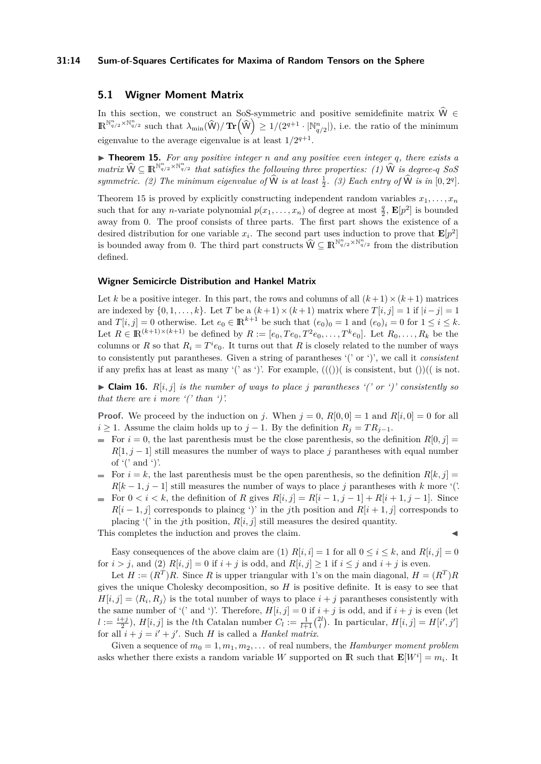## 5.1 Wigner Moment Matrix

In this section, we construct an SoS-symmetric and positive semidefinite matrix $\widehat{\mathsf{W}} \in \mathbb{R}^{\mathbb{N}^n_{q/2} \times \mathbb{N}^n_{q/2}}$ such that $\lambda_{\min}(\widehat{\mathsf{W}})/\operatorname{\mathbf{Tr}}\left(\widehat{\mathsf{W}}\right) \geq 1/(2^{q+1} \cdot |\mathbb{N}^n_{q/2}|)$, i.e. the ratio of the minimum eigenvalue to the average eigenvalue is at least $1/2^{q+1}$.

▶ **Theorem 15.** *For any positive integer $n$ and any positive even integer $q$, there exists a matrix $\widehat{\mathsf{W}} \subseteq \mathbb{R}^{\mathbb{N}^n_{q/2} \times \mathbb{N}^n_{q/2}}$ that satisfies the following three properties: (1) $\widehat{\mathsf{W}}$ is degree-$q$ SoS symmetric. (2) The minimum eigenvalue of $\widehat{\mathsf{W}}$ is at least $\frac{1}{2}$. (3) Each entry of $\widehat{\mathsf{W}}$ is in $[0, 2^q]$.*

Theorem 15 is proved by explicitly constructing independent random variables $x_1, \ldots, x_n$ such that for any $n$-variate polynomial $p(x_1, \ldots, x_n)$ of degree at most $\frac{q}{2}$, $\mathbf{E}[p^2]$ is bounded away from 0. The proof consists of three parts. The first part shows the existence of a desired distribution for one variable $x_i$. The second part uses induction to prove that $\mathbf{E}[p^2]$ is bounded away from 0. The third part constructs $\widehat{\mathsf{W}} \subseteq \mathbb{R}^{\mathbb{N}^n_{q/2} \times \mathbb{N}^n_{q/2}}$ from the distribution defined.

### Wigner Semicircle Distribution and Hankel Matrix

Let $k$ be a positive integer. In this part, the rows and columns of all $(k+1) \times (k+1)$ matrices are indexed by $\{0, 1, \ldots, k\}$. Let $T$ be a $(k+1) \times (k+1)$ matrix where $T[i,j] = 1$ if $|i - j| = 1$ and $T[i,j] = 0$ otherwise. Let $e_0 \in \mathbb{R}^{k+1}$ be such that $(e_0)_0 = 1$ and $(e_0)_i = 0$ for $1 \leq i \leq k$. Let $R \in \mathbb{R}^{(k+1) \times (k+1)}$ be defined by $R := [e_0, Te_0, T^2 e_0, \ldots, T^k e_0]$. Let $R_0, \ldots, R_k$ be the columns or $R$ so that $R_i = T^i e_0$. It turns out that $R$ is closely related to the number of ways to consistently put parantheses. Given a string of parantheses '(' or ')', we call it *consistent* if any prefix has at least as many '(' as ')'. For example, ((())( is consistent, but ())(( is not.

▶ **Claim 16.** *$R[i,j]$ is the number of ways to place $j$ parantheses '(' or ')' consistently so that there are $i$ more '(' than ')'.*

**Proof.** We proceed by the induction on $j$. When $j = 0$, $R[0,0] = 1$ and $R[i,0] = 0$ for all $i \geq 1$. Assume the claim holds up to $j - 1$. By the definition $R_j = TR_{j-1}$.

- For $i = 0$, the last parenthesis must be the close parenthesis, so the definition $R[0,j] = R[1, j-1]$ still measures the number of ways to place $j$ parantheses with equal number of '(' and ')'.
- For $i = k$, the last parenthesis must be the open parenthesis, so the definition $R[k,j] = R[k-1, j-1]$ still measures the number of ways to place $j$ parantheses with $k$ more '('.
- For $0 < i < k$, the definition of $R$ gives $R[i,j] = R[i-1, j-1] + R[i+1, j-1]$. Since $R[i-1, j]$ corresponds to plaincg ')' in the $j$th position and $R[i+1, j]$ corresponds to placing '(' in the $j$th position, $R[i,j]$ still measures the desired quantity.

This completes the induction and proves the claim. ◀

Easy consequences of the above claim are (1) $R[i,i] = 1$ for all $0 \leq i \leq k$, and $R[i,j] = 0$ for $i > j$, and (2) $R[i,j] = 0$ if $i + j$ is odd, and $R[i,j] \geq 1$ if $i \leq j$ and $i + j$ is even.

Let $H := (R^T)R$. Since $R$ is upper triangular with 1's on the main diagonal, $H = (R^T)R$ gives the unique Cholesky decomposition, so $H$ is positive definite. It is easy to see that $H[i,j] = \langle R_i, R_j \rangle$ is the total number of ways to place $i + j$ parantheses consistently with the same number of '(' and ')'. Therefore, $H[i,j] = 0$ if $i + j$ is odd, and if $i + j$ is even (let $l := \frac{i+j}{2}$), $H[i,j]$ is the $l$th Catalan number $C_l := \frac{1}{l+1}\binom{2l}{l}$. In particular, $H[i,j] = H[i', j']$ for all $i + j = i' + j'$. Such $H$ is called a *Hankel matrix*.

Given a sequence of $m_0 = 1, m_1, m_2, \ldots$ of real numbers, the *Hamburger moment problem* asks whether there exists a random variable $W$ supported on $\mathbb{R}$ such that $\mathbf{E}[W^i] = m_i$. It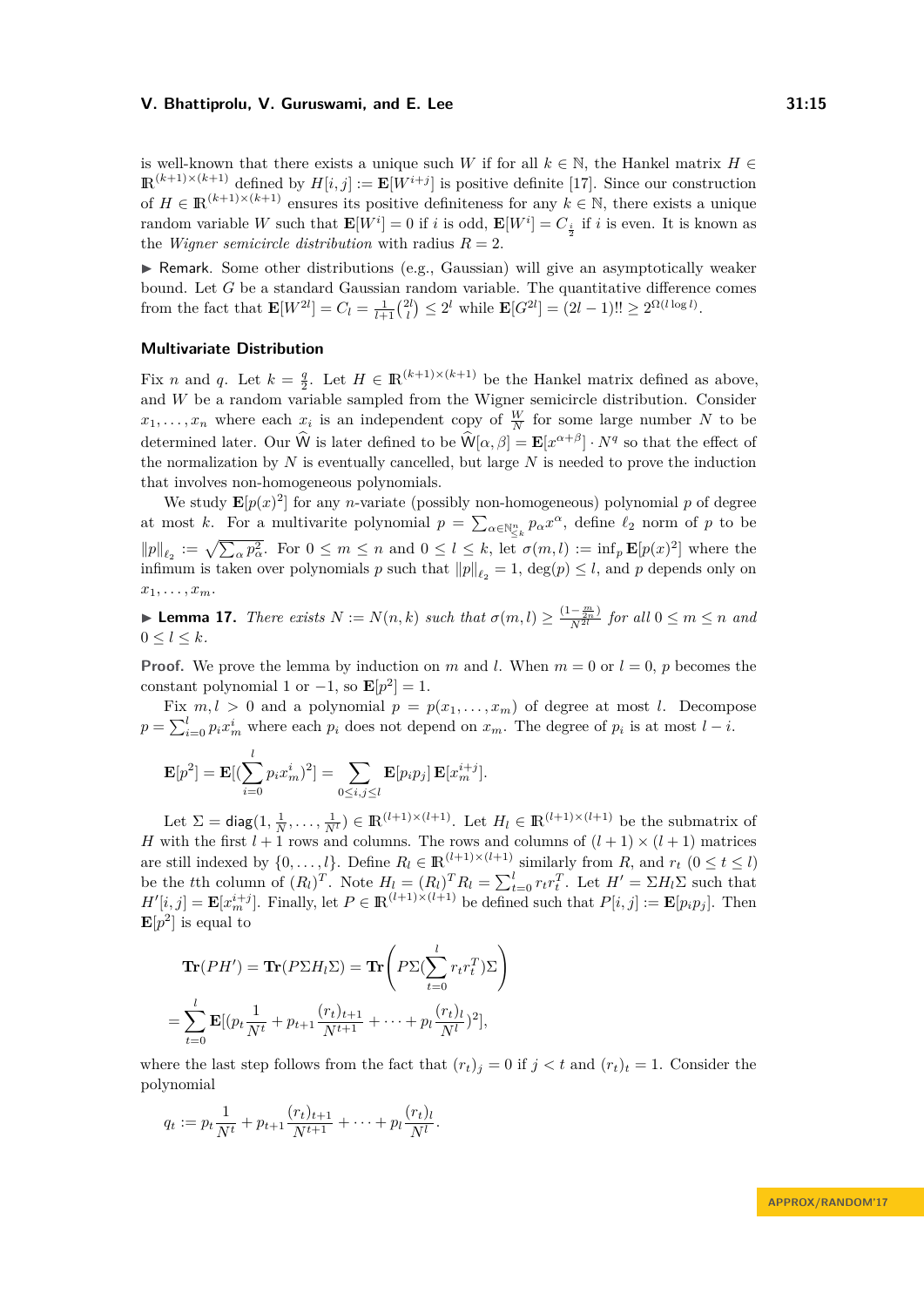is well-known that there exists a unique such $W$ if for all $k \in \mathbb{N}$, the Hankel matrix $H \in \mathbb{R}^{(k+1)\times(k+1)}$ defined by $H[i,j] := \mathbf{E}[W^{i+j}]$ is positive definite [17]. Since our construction of $H \in \mathbb{R}^{(k+1)\times(k+1)}$ ensures its positive definiteness for any $k \in \mathbb{N}$, there exists a unique random variable $W$ such that $\mathbf{E}[W^i] = 0$ if $i$ is odd, $\mathbf{E}[W^i] = C_{\frac{i}{2}}$ if $i$ is even. It is known as the *Wigner semicircle distribution* with radius $R = 2$.

▶ Remark. Some other distributions (e.g., Gaussian) will give an asymptotically weaker bound. Let $G$ be a standard Gaussian random variable. The quantitative difference comes from the fact that $\mathbf{E}[W^{2l}] = C_l = \frac{1}{l+1}\binom{2l}{l} \le 2^l$ while $\mathbf{E}[G^{2l}] = (2l-1)!! \ge 2^{\Omega(l \log l)}$.

### Multivariate Distribution

Fix $n$ and $q$. Let $k = \frac{q}{2}$. Let $H \in \mathbb{R}^{(k+1)\times(k+1)}$ be the Hankel matrix defined as above, and $W$ be a random variable sampled from the Wigner semicircle distribution. Consider $x_1, \dots, x_n$ where each $x_i$ is an independent copy of $\frac{W}{N}$ for some large number $N$ to be determined later. Our $\widehat{\mathsf{W}}$ is later defined to be $\widehat{\mathsf{W}}[\alpha, \beta] = \mathbf{E}[x^{\alpha+\beta}] \cdot N^q$ so that the effect of the normalization by $N$ is eventually cancelled, but large $N$ is needed to prove the induction that involves non-homogeneous polynomials.

We study $\mathbf{E}[p(x)^2]$ for any $n$-variate (possibly non-homogeneous) polynomial $p$ of degree at most $k$. For a multivarite polynomial $p = \sum_{\alpha \in \mathbb{N}^n_{\le k}} p_\alpha x^\alpha$, define $\ell_2$ norm of $p$ to be $\|p\|_{\ell_2} := \sqrt{\sum_\alpha p_\alpha^2}$. For $0 \le m \le n$ and $0 \le l \le k$, let $\sigma(m,l) := \inf_p \mathbf{E}[p(x)^2]$ where the infimum is taken over polynomials $p$ such that $\|p\|_{\ell_2} = 1$, $\deg(p) \le l$, and $p$ depends only on $x_1, \dots, x_m$.

▶ **Lemma 17.** *There exists $N := N(n,k)$ such that $\sigma(m,l) \ge \frac{(1-\frac{m}{2n})}{N^{2l}}$ for all $0 \le m \le n$ and $0 \le l \le k$.*

**Proof.** We prove the lemma by induction on $m$ and $l$. When $m = 0$ or $l = 0$, $p$ becomes the constant polynomial 1 or $-1$, so $\mathbf{E}[p^2] = 1$.

Fix $m, l > 0$ and a polynomial $p = p(x_1, \dots, x_m)$ of degree at most $l$. Decompose $p = \sum_{i=0}^{l} p_i x_m^i$ where each $p_i$ does not depend on $x_m$. The degree of $p_i$ is at most $l - i$.

$$\mathbf{E}[p^2] = \mathbf{E}[(\sum_{i=0}^{l} p_i x_m^i)^2] = \sum_{0 \le i,j \le l} \mathbf{E}[p_i p_j]\,\mathbf{E}[x_m^{i+j}].$$

Let $\Sigma = \mathsf{diag}(1, \frac{1}{N}, \dots, \frac{1}{N^l}) \in \mathbb{R}^{(l+1)\times(l+1)}$. Let $H_l \in \mathbb{R}^{(l+1)\times(l+1)}$ be the submatrix of $H$ with the first $l+1$ rows and columns. The rows and columns of $(l+1)\times(l+1)$ matrices are still indexed by $\{0, \dots, l\}$. Define $R_l \in \mathbb{R}^{(l+1)\times(l+1)}$ similarly from $R$, and $r_t$ $(0 \le t \le l)$ be the $t$th column of $(R_l)^T$. Note $H_l = (R_l)^T R_l = \sum_{t=0}^{l} r_t r_t^T$. Let $H' = \Sigma H_l \Sigma$ such that $H'[i,j] = \mathbf{E}[x_m^{i+j}]$. Finally, let $P \in \mathbb{R}^{(l+1)\times(l+1)}$ be defined such that $P[i,j] := \mathbf{E}[p_i p_j]$. Then $\mathbf{E}[p^2]$ is equal to

$$\mathbf{Tr}(PH') = \mathbf{Tr}(P\Sigma H_l \Sigma) = \mathbf{Tr}\left(P\Sigma(\sum_{t=0}^{l} r_t r_t^T)\Sigma\right)$$

$$= \sum_{t=0}^{l} \mathbf{E}[(p_t \frac{1}{N^t} + p_{t+1}\frac{(r_t)_{t+1}}{N^{t+1}} + \dots + p_l \frac{(r_t)_l}{N^l})^2],$$

where the last step follows from the fact that $(r_t)_j = 0$ if $j < t$ and $(r_t)_t = 1$. Consider the polynomial

$$q_t := p_t \frac{1}{N^t} + p_{t+1}\frac{(r_t)_{t+1}}{N^{t+1}} + \dots + p_l \frac{(r_t)_l}{N^l}.$$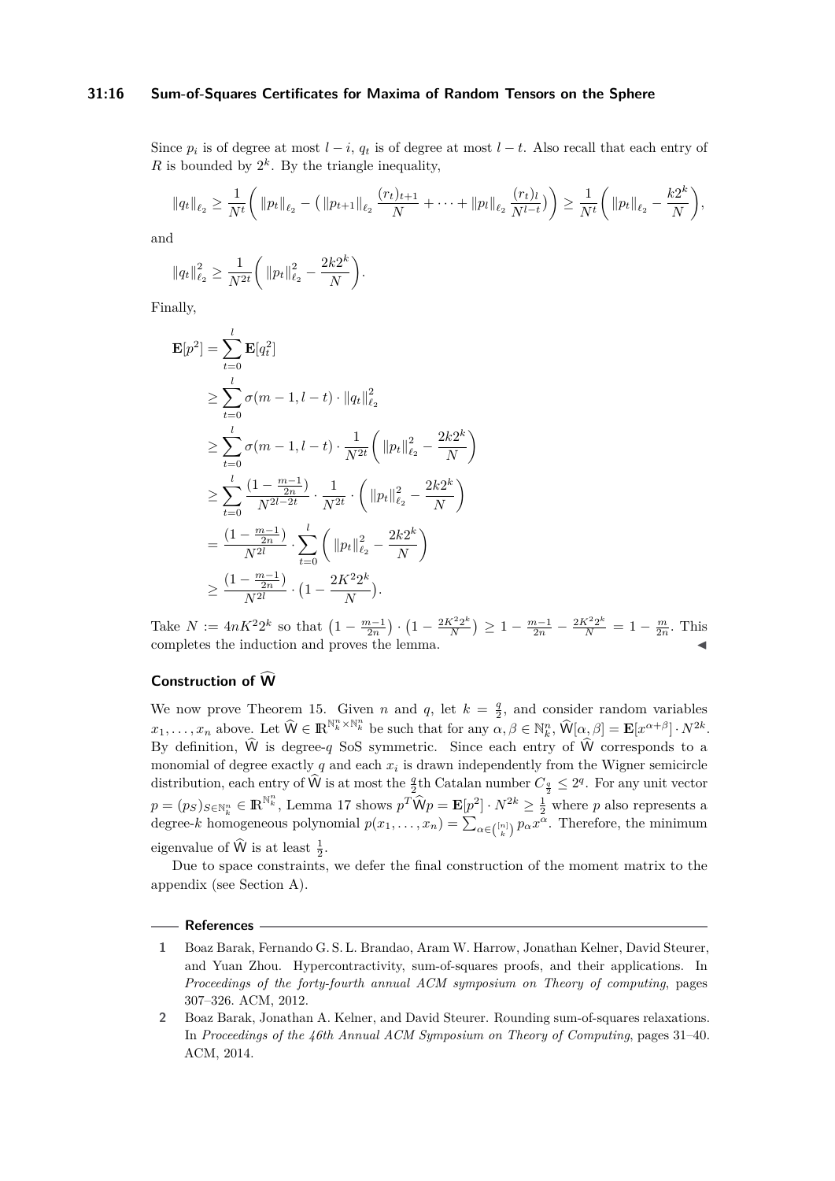Since $p_i$ is of degree at most $l-i$, $q_t$ is of degree at most $l-t$. Also recall that each entry of $R$ is bounded by $2^k$. By the triangle inequality,

$$\|q_t\|_{\ell_2} \geq \frac{1}{N^t}\bigg( \|p_t\|_{\ell_2} - \big( \|p_{t+1}\|_{\ell_2} \frac{(r_t)_{t+1}}{N} + \cdots + \|p_l\|_{\ell_2} \frac{(r_t)_l}{N^{l-t}} \big) \bigg) \geq \frac{1}{N^t}\bigg( \|p_t\|_{\ell_2} - \frac{k2^k}{N} \bigg),$$

and

$$\|q_t\|_{\ell_2}^2 \geq \frac{1}{N^{2t}}\bigg( \|p_t\|_{\ell_2}^2 - \frac{2k2^k}{N} \bigg).$$

Finally,

$$\begin{aligned}
\mathbf{E}[p^2] &= \sum_{t=0}^{l} \mathbf{E}[q_t^2] \\
&\geq \sum_{t=0}^{l} \sigma(m-1, l-t) \cdot \|q_t\|_{\ell_2}^2 \\
&\geq \sum_{t=0}^{l} \sigma(m-1, l-t) \cdot \frac{1}{N^{2t}}\bigg( \|p_t\|_{\ell_2}^2 - \frac{2k2^k}{N} \bigg) \\
&\geq \sum_{t=0}^{l} \frac{(1-\frac{m-1}{2n})}{N^{2l-2t}} \cdot \frac{1}{N^{2t}} \cdot \bigg( \|p_t\|_{\ell_2}^2 - \frac{2k2^k}{N} \bigg) \\
&= \frac{(1-\frac{m-1}{2n})}{N^{2l}} \cdot \sum_{t=0}^{l} \bigg( \|p_t\|_{\ell_2}^2 - \frac{2k2^k}{N} \bigg) \\
&\geq \frac{(1-\frac{m-1}{2n})}{N^{2l}} \cdot \big(1 - \frac{2K^2 2^k}{N}\big).
\end{aligned}$$

Take $N := 4nK^2 2^k$ so that $\big(1-\frac{m-1}{2n}\big)\cdot\big(1-\frac{2K^2 2^k}{N}\big) \geq 1 - \frac{m-1}{2n} - \frac{2K^2 2^k}{N} = 1 - \frac{m}{2n}$. This completes the induction and proves the lemma. ◂

## Construction of $\widehat{\mathsf{W}}$

We now prove Theorem 15. Given $n$ and $q$, let $k = \frac{q}{2}$, and consider random variables $x_1, \ldots, x_n$ above. Let $\widehat{\mathsf{W}} \in \mathbb{R}^{\mathbb{N}_k^n \times \mathbb{N}_k^n}$ be such that for any $\alpha, \beta \in \mathbb{N}_k^n$, $\widehat{\mathsf{W}}[\alpha, \beta] = \mathbf{E}[x^{\alpha+\beta}] \cdot N^{2k}$. By definition, $\widehat{\mathsf{W}}$ is degree-$q$ SoS symmetric. Since each entry of $\widehat{\mathsf{W}}$ corresponds to a monomial of degree exactly $q$ and each $x_i$ is drawn independently from the Wigner semicircle distribution, each entry of $\widehat{\mathsf{W}}$ is at most the $\frac{q}{2}$th Catalan number $C_{\frac{q}{2}} \leq 2^q$. For any unit vector $p = (p_S)_{S \in \mathbb{N}_k^n} \in \mathbb{R}^{\mathbb{N}_k^n}$, Lemma 17 shows $p^T \widehat{\mathsf{W}} p = \mathbf{E}[p^2] \cdot N^{2k} \geq \frac{1}{2}$ where $p$ also represents a degree-$k$ homogeneous polynomial $p(x_1, \ldots, x_n) = \sum_{\alpha \in \binom{[n]}{k}} p_\alpha x^\alpha$. Therefore, the minimum eigenvalue of $\widehat{\mathsf{W}}$ is at least $\frac{1}{2}$.

Due to space constraints, we defer the final construction of the moment matrix to the appendix (see Section A).

## References

1. Boaz Barak, Fernando G. S. L. Brandao, Aram W. Harrow, Jonathan Kelner, David Steurer, and Yuan Zhou. Hypercontractivity, sum-of-squares proofs, and their applications. In *Proceedings of the forty-fourth annual ACM symposium on Theory of computing*, pages 307–326. ACM, 2012.
2. Boaz Barak, Jonathan A. Kelner, and David Steurer. Rounding sum-of-squares relaxations. In *Proceedings of the 46th Annual ACM Symposium on Theory of Computing*, pages 31–40. ACM, 2014.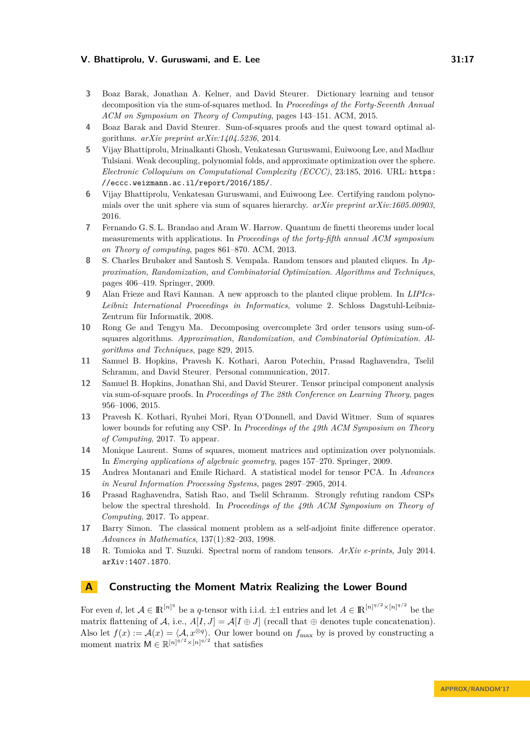3. Boaz Barak, Jonathan A. Kelner, and David Steurer. Dictionary learning and tensor decomposition via the sum-of-squares method. In *Proceedings of the Forty-Seventh Annual ACM on Symposium on Theory of Computing*, pages 143–151. ACM, 2015.
4. Boaz Barak and David Steurer. Sum-of-squares proofs and the quest toward optimal algorithms. *arXiv preprint arXiv:1404.5236*, 2014.
5. Vijay Bhattiprolu, Mrinalkanti Ghosh, Venkatesan Guruswami, Euiwoong Lee, and Madhur Tulsiani. Weak decoupling, polynomial folds, and approximate optimization over the sphere. *Electronic Colloquium on Computational Complexity (ECCC)*, 23:185, 2016. URL: `https://eccc.weizmann.ac.il/report/2016/185/`.
6. Vijay Bhattiprolu, Venkatesan Guruswami, and Euiwoong Lee. Certifying random polynomials over the unit sphere via sum of squares hierarchy. *arXiv preprint arXiv:1605.00903*, 2016.
7. Fernando G. S. L. Brandao and Aram W. Harrow. Quantum de finetti theorems under local measurements with applications. In *Proceedings of the forty-fifth annual ACM symposium on Theory of computing*, pages 861–870. ACM, 2013.
8. S. Charles Brubaker and Santosh S. Vempala. Random tensors and planted cliques. In *Approximation, Randomization, and Combinatorial Optimization. Algorithms and Techniques*, pages 406–419. Springer, 2009.
9. Alan Frieze and Ravi Kannan. A new approach to the planted clique problem. In *LIPIcs-Leibniz International Proceedings in Informatics*, volume 2. Schloss Dagstuhl-Leibniz-Zentrum für Informatik, 2008.
10. Rong Ge and Tengyu Ma. Decomposing overcomplete 3rd order tensors using sum-of-squares algorithms. *Approximation, Randomization, and Combinatorial Optimization. Algorithms and Techniques*, page 829, 2015.
11. Samuel B. Hopkins, Pravesh K. Kothari, Aaron Potechin, Prasad Raghavendra, Tselil Schramm, and David Steurer. Personal communication, 2017.
12. Samuel B. Hopkins, Jonathan Shi, and David Steurer. Tensor principal component analysis via sum-of-square proofs. In *Proceedings of The 28th Conference on Learning Theory*, pages 956–1006, 2015.
13. Pravesh K. Kothari, Ryuhei Mori, Ryan O'Donnell, and David Witmer. Sum of squares lower bounds for refuting any CSP. In *Proceedings of the 49th ACM Symposium on Theory of Computing*, 2017. To appear.
14. Monique Laurent. Sums of squares, moment matrices and optimization over polynomials. In *Emerging applications of algebraic geometry*, pages 157–270. Springer, 2009.
15. Andrea Montanari and Emile Richard. A statistical model for tensor PCA. In *Advances in Neural Information Processing Systems*, pages 2897–2905, 2014.
16. Prasad Raghavendra, Satish Rao, and Tselil Schramm. Strongly refuting random CSPs below the spectral threshold. In *Proceedings of the 49th ACM Symposium on Theory of Computing*, 2017. To appear.
17. Barry Simon. The classical moment problem as a self-adjoint finite difference operator. *Advances in Mathematics*, 137(1):82–203, 1998.
18. R. Tomioka and T. Suzuki. Spectral norm of random tensors. *ArXiv e-prints*, July 2014. `arXiv:1407.1870`.

## A Constructing the Moment Matrix Realizing the Lower Bound

For even $d$, let $\mathcal{A} \in \mathbb{R}^{[n]^q}$ be a $q$-tensor with i.i.d. $\pm 1$ entries and let $A \in \mathbb{R}^{[n]^{q/2} \times [n]^{q/2}}$ be the matrix flattening of $\mathcal{A}$, i.e., $A[I, J] = \mathcal{A}[I \oplus J]$ (recall that $\oplus$ denotes tuple concatenation). Also let $f(x) := \mathcal{A}(x) = \langle \mathcal{A}, x^{\otimes q} \rangle$. Our lower bound on $f_{\max}$ by is proved by constructing a moment matrix $\mathsf{M} \in \mathbb{R}^{[n]^{q/2} \times [n]^{q/2}}$ that satisfies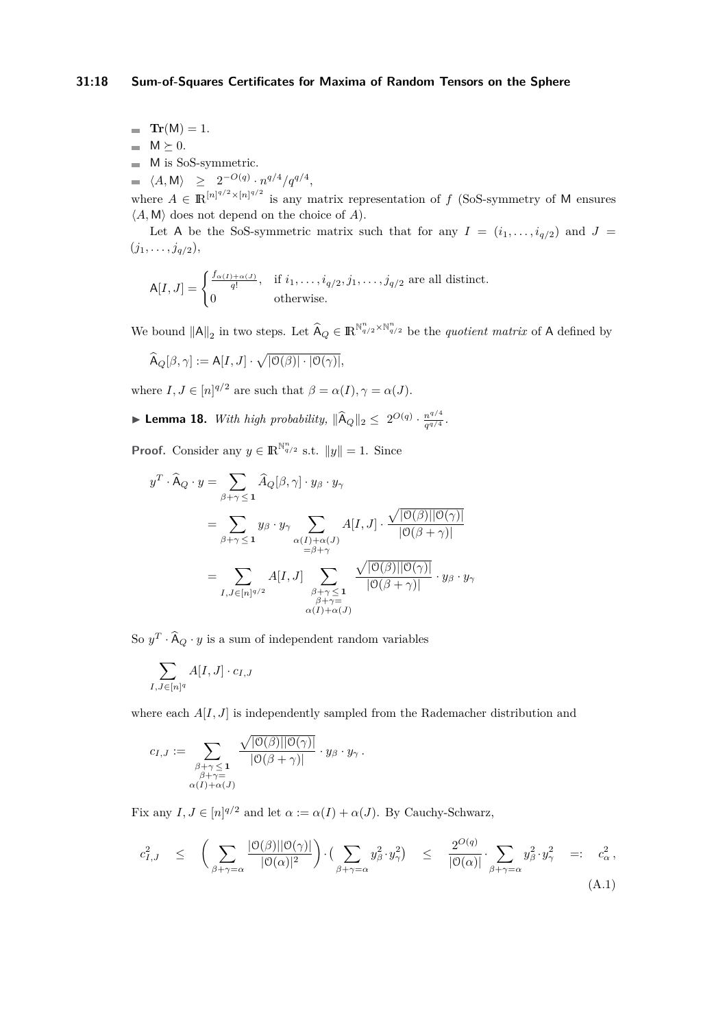- $\mathbf{Tr}(\mathsf{M}) = 1$.
- $\mathsf{M} \succeq 0$.
- $\mathsf{M}$ is SoS-symmetric.
- $\langle A, \mathsf{M} \rangle \;\;\geq\;\; 2^{-O(q)} \cdot n^{q/4}/q^{q/4}$,

where $A \in \mathbb{R}^{[n]^{q/2} \times [n]^{q/2}}$ is any matrix representation of $f$ (SoS-symmetry of $\mathsf{M}$ ensures $\langle A, \mathsf{M} \rangle$ does not depend on the choice of $A$).

Let $\mathsf{A}$ be the SoS-symmetric matrix such that for any $I = (i_1, \ldots, i_{q/2})$ and $J = (j_1, \ldots, j_{q/2})$,

$$\mathsf{A}[I, J] = \begin{cases} \frac{f_{\alpha(I)+\alpha(J)}}{q!}, & \text{if } i_1, \ldots, i_{q/2}, j_1, \ldots, j_{q/2} \text{ are all distinct.} \\ 0 & \text{otherwise.} \end{cases}$$

We bound $\|\mathsf{A}\|_2$ in two steps. Let $\widehat{\mathsf{A}}_Q \in \mathbb{R}^{\mathbb{N}^n_{q/2} \times \mathbb{N}^n_{q/2}}$ be the *quotient matrix* of $\mathsf{A}$ defined by

$$\widehat{\mathsf{A}}_Q[\beta, \gamma] := \mathsf{A}[I, J] \cdot \sqrt{|\mathcal{O}(\beta)| \cdot |\mathcal{O}(\gamma)|},$$

where $I, J \in [n]^{q/2}$ are such that $\beta = \alpha(I), \gamma = \alpha(J)$.

▶ **Lemma 18.** *With high probability,* $\|\widehat{\mathsf{A}}_Q\|_2 \leq \; 2^{O(q)} \cdot \frac{n^{q/4}}{q^{q/4}}$.

**Proof.** Consider any $y \in \mathbb{R}^{\mathbb{N}^n_{q/2}}$ s.t. $\|y\| = 1$. Since

$$\begin{aligned} y^T \cdot \widehat{\mathsf{A}}_Q \cdot y &= \sum_{\beta+\gamma \leq \mathbf{1}} \widehat{A}_Q[\beta, \gamma] \cdot y_\beta \cdot y_\gamma \\ &= \sum_{\beta+\gamma \leq \mathbf{1}} y_\beta \cdot y_\gamma \sum_{\substack{\alpha(I)+\alpha(J) \\ =\beta+\gamma}} A[I, J] \cdot \frac{\sqrt{|\mathcal{O}(\beta)||\mathcal{O}(\gamma)|}}{|\mathcal{O}(\beta+\gamma)|} \\ &= \sum_{I, J \in [n]^{q/2}} A[I, J] \sum_{\substack{\beta+\gamma \leq \mathbf{1} \\ \beta+\gamma= \\ \alpha(I)+\alpha(J)}} \frac{\sqrt{|\mathcal{O}(\beta)||\mathcal{O}(\gamma)|}}{|\mathcal{O}(\beta+\gamma)|} \cdot y_\beta \cdot y_\gamma \end{aligned}$$

So $y^T \cdot \widehat{\mathsf{A}}_Q \cdot y$ is a sum of independent random variables

$$\sum_{I, J \in [n]^q} A[I, J] \cdot c_{I,J}$$

where each $A[I, J]$ is independently sampled from the Rademacher distribution and

$$c_{I,J} := \sum_{\substack{\beta+\gamma \leq \mathbf{1} \\ \beta+\gamma= \\ \alpha(I)+\alpha(J)}} \frac{\sqrt{|\mathcal{O}(\beta)||\mathcal{O}(\gamma)|}}{|\mathcal{O}(\beta+\gamma)|} \cdot y_\beta \cdot y_\gamma \, .$$

Fix any $I, J \in [n]^{q/2}$ and let $\alpha := \alpha(I) + \alpha(J)$. By Cauchy-Schwarz,

$$c_{I,J}^2 \;\;\leq\;\; \Big( \sum_{\beta+\gamma=\alpha} \frac{|\mathcal{O}(\beta)||\mathcal{O}(\gamma)|}{|\mathcal{O}(\alpha)|^2} \Big) \cdot \big( \sum_{\beta+\gamma=\alpha} y_\beta^2 \cdot y_\gamma^2 \big) \;\;\leq\;\; \frac{2^{O(q)}}{|\mathcal{O}(\alpha)|} \cdot \sum_{\beta+\gamma=\alpha} y_\beta^2 \cdot y_\gamma^2 \;\;=:\;\; c_\alpha^2 \, , \tag{A.1}$$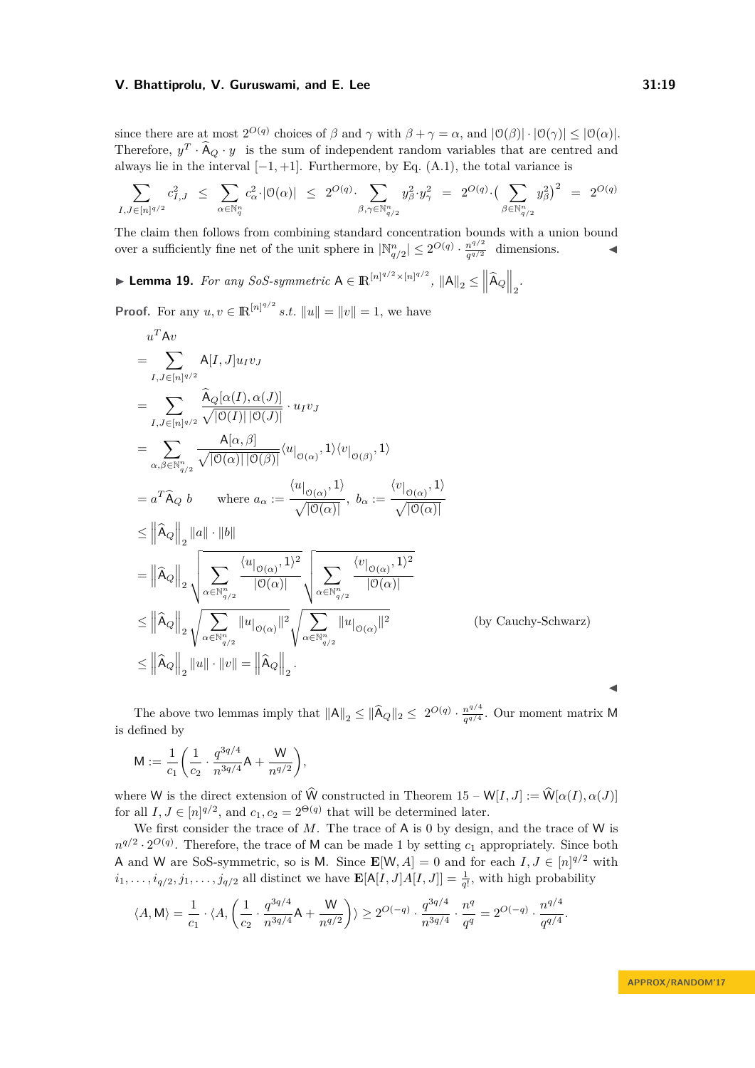since there are at most $2^{O(q)}$ choices of $\beta$ and $\gamma$ with $\beta + \gamma = \alpha$, and $|\mathcal{O}(\beta)| \cdot |\mathcal{O}(\gamma)| \leq |\mathcal{O}(\alpha)|$. Therefore, $y^T \cdot \widehat{\mathsf{A}}_Q \cdot y$ is the sum of independent random variables that are centred and always lie in the interval $[-1, +1]$. Furthermore, by Eq. (A.1), the total variance is

$$\sum_{I,J \in [n]^{q/2}} c_{I,J}^2 \;\leq\; \sum_{\alpha \in \mathbb{N}_q^n} c_\alpha^2 \cdot |\mathcal{O}(\alpha)| \;\leq\; 2^{O(q)} \cdot \sum_{\beta,\gamma \in \mathbb{N}_{q/2}^n} y_\beta^2 \cdot y_\gamma^2 \;=\; 2^{O(q)} \cdot \Big( \sum_{\beta \in \mathbb{N}_{q/2}^n} y_\beta^2 \Big)^2 \;=\; 2^{O(q)}$$

The claim then follows from combining standard concentration bounds with a union bound over a sufficiently fine net of the unit sphere in $|\mathbb{N}_{q/2}^n| \leq 2^{O(q)} \cdot \frac{n^{q/2}}{q^{q/2}}$ dimensions. ◀

▶ **Lemma 19.** *For any SoS-symmetric* $\mathsf{A} \in \mathbb{R}^{[n]^{q/2} \times [n]^{q/2}}$, $\|\mathsf{A}\|_2 \leq \left\|\widehat{\mathsf{A}}_Q\right\|_2$.

**Proof.** For any $u, v \in \mathbb{R}^{[n]^{q/2}}$ *s.t.* $\|u\| = \|v\| = 1$, we have

$$\begin{aligned}
& u^T \mathsf{A} v \\
&= \sum_{I,J \in [n]^{q/2}} \mathsf{A}[I,J] u_I v_J \\
&= \sum_{I,J \in [n]^{q/2}} \frac{\widehat{\mathsf{A}}_Q[\alpha(I), \alpha(J)]}{\sqrt{|\mathcal{O}(I)|\,|\mathcal{O}(J)|}} \cdot u_I v_J \\
&= \sum_{\alpha,\beta \in \mathbb{N}_{q/2}^n} \frac{\mathsf{A}[\alpha,\beta]}{\sqrt{|\mathcal{O}(\alpha)|\,|\mathcal{O}(\beta)|}} \langle u|_{\mathcal{O}(\alpha)}, \mathbb{1}\rangle \langle v|_{\mathcal{O}(\beta)}, \mathbb{1}\rangle \\
&= a^T \widehat{\mathsf{A}}_Q\, b \qquad \text{where } a_\alpha := \frac{\langle u|_{\mathcal{O}(\alpha)}, \mathbb{1}\rangle}{\sqrt{|\mathcal{O}(\alpha)|}},\; b_\alpha := \frac{\langle v|_{\mathcal{O}(\alpha)}, \mathbb{1}\rangle}{\sqrt{|\mathcal{O}(\alpha)|}} \\
&\leq \left\|\widehat{\mathsf{A}}_Q\right\|_2 \|a\| \cdot \|b\| \\
&= \left\|\widehat{\mathsf{A}}_Q\right\|_2 \sqrt{\sum_{\alpha \in \mathbb{N}_{q/2}^n} \frac{\langle u|_{\mathcal{O}(\alpha)}, \mathbb{1}\rangle^2}{|\mathcal{O}(\alpha)|}} \sqrt{\sum_{\alpha \in \mathbb{N}_{q/2}^n} \frac{\langle v|_{\mathcal{O}(\alpha)}, \mathbb{1}\rangle^2}{|\mathcal{O}(\alpha)|}} \\
&\leq \left\|\widehat{\mathsf{A}}_Q\right\|_2 \sqrt{\sum_{\alpha \in \mathbb{N}_{q/2}^n} \|u|_{\mathcal{O}(\alpha)}\|^2} \sqrt{\sum_{\alpha \in \mathbb{N}_{q/2}^n} \|u|_{\mathcal{O}(\alpha)}\|^2} \qquad \text{(by Cauchy-Schwarz)} \\
&\leq \left\|\widehat{\mathsf{A}}_Q\right\|_2 \|u\| \cdot \|v\| = \left\|\widehat{\mathsf{A}}_Q\right\|_2.
\end{aligned}$$

◀

The above two lemmas imply that $\|\mathsf{A}\|_2 \leq \|\widehat{\mathsf{A}}_Q\|_2 \leq 2^{O(q)} \cdot \frac{n^{q/4}}{q^{q/4}}$. Our moment matrix $\mathsf{M}$ is defined by

$$\mathsf{M} := \frac{1}{c_1}\left(\frac{1}{c_2} \cdot \frac{q^{3q/4}}{n^{3q/4}} \mathsf{A} + \frac{\mathsf{W}}{n^{q/2}}\right),$$

where $\mathsf{W}$ is the direct extension of $\widehat{\mathsf{W}}$ constructed in Theorem 15 – $\mathsf{W}[I,J] := \widehat{\mathsf{W}}[\alpha(I), \alpha(J)]$ for all $I, J \in [n]^{q/2}$, and $c_1, c_2 = 2^{\Theta(q)}$ that will be determined later.

We first consider the trace of $M$. The trace of $\mathsf{A}$ is 0 by design, and the trace of $\mathsf{W}$ is $n^{q/2} \cdot 2^{O(q)}$. Therefore, the trace of $\mathsf{M}$ can be made 1 by setting $c_1$ appropriately. Since both $\mathsf{A}$ and $\mathsf{W}$ are SoS-symmetric, so is $\mathsf{M}$. Since $\mathbf{E}[\mathsf{W}, A] = 0$ and for each $I, J \in [n]^{q/2}$ with $i_1, \ldots, i_{q/2}, j_1, \ldots, j_{q/2}$ all distinct we have $\mathbf{E}[\mathsf{A}[I,J] A[I,J]] = \frac{1}{q!}$, with high probability

$$\langle A, \mathsf{M}\rangle = \frac{1}{c_1} \cdot \langle A, \left(\frac{1}{c_2} \cdot \frac{q^{3q/4}}{n^{3q/4}} \mathsf{A} + \frac{\mathsf{W}}{n^{q/2}}\right)\rangle \geq 2^{O(-q)} \cdot \frac{q^{3q/4}}{n^{3q/4}} \cdot \frac{n^q}{q^q} = 2^{O(-q)} \cdot \frac{n^{q/4}}{q^{q/4}}.$$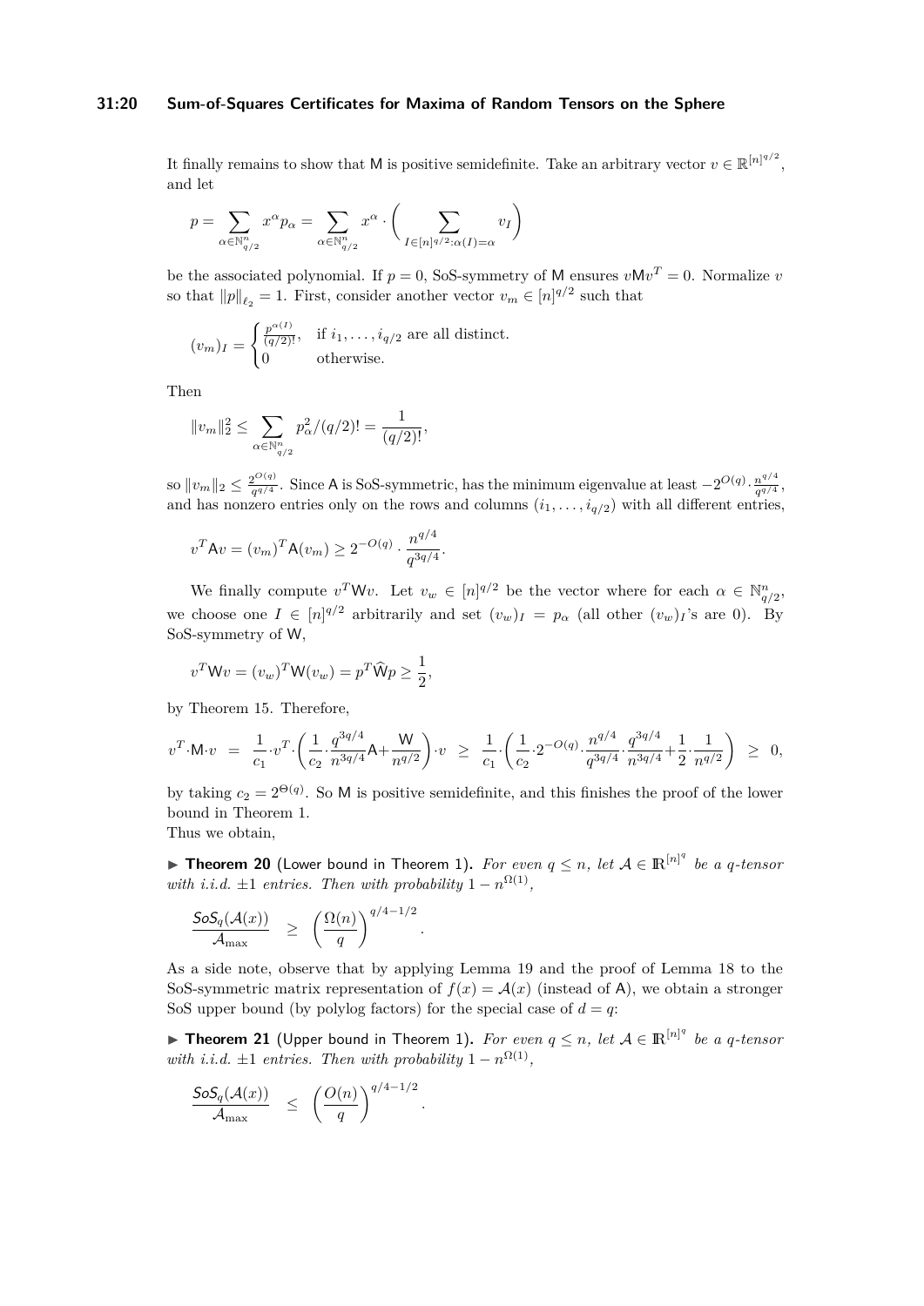It finally remains to show that $\mathsf{M}$ is positive semidefinite. Take an arbitrary vector $v \in \mathbb{R}^{[n]^{q/2}}$, and let

$$p = \sum_{\alpha \in \mathbb{N}^n_{q/2}} x^\alpha p_\alpha = \sum_{\alpha \in \mathbb{N}^n_{q/2}} x^\alpha \cdot \left( \sum_{I \in [n]^{q/2} : \alpha(I) = \alpha} v_I \right)$$

be the associated polynomial. If $p = 0$, SoS-symmetry of $\mathsf{M}$ ensures $v\mathsf{M}v^T = 0$. Normalize $v$ so that $\|p\|_{\ell_2} = 1$. First, consider another vector $v_m \in [n]^{q/2}$ such that

$$(v_m)_I = \begin{cases} \frac{p^{\alpha(I)}}{(q/2)!}, & \text{if } i_1, \ldots, i_{q/2} \text{ are all distinct.} \\ 0 & \text{otherwise.} \end{cases}$$

Then

$$\|v_m\|_2^2 \le \sum_{\alpha \in \mathbb{N}^n_{q/2}} p_\alpha^2 / (q/2)! = \frac{1}{(q/2)!},$$

so $\|v_m\|_2 \le \frac{2^{O(q)}}{q^{q/4}}$. Since $\mathsf{A}$ is SoS-symmetric, has the minimum eigenvalue at least $-2^{O(q)} \cdot \frac{n^{q/4}}{q^{q/4}}$, and has nonzero entries only on the rows and columns $(i_1, \ldots, i_{q/2})$ with all different entries,

$$v^T \mathsf{A} v = (v_m)^T \mathsf{A} (v_m) \ge 2^{-O(q)} \cdot \frac{n^{q/4}}{q^{3q/4}}.$$

We finally compute $v^T \mathsf{W} v$. Let $v_w \in [n]^{q/2}$ be the vector where for each $\alpha \in \mathbb{N}^n_{q/2}$, we choose one $I \in [n]^{q/2}$ arbitrarily and set $(v_w)_I = p_\alpha$ (all other $(v_w)_I$'s are 0). By SoS-symmetry of $\mathsf{W}$,

$$v^T \mathsf{W} v = (v_w)^T \mathsf{W} (v_w) = p^T \widehat{\mathsf{W}} p \ge \frac{1}{2},$$

by Theorem 15. Therefore,

$$v^T \cdot \mathsf{M} \cdot v \;=\; \frac{1}{c_1} \cdot v^T \cdot \left( \frac{1}{c_2} \cdot \frac{q^{3q/4}}{n^{3q/4}} \mathsf{A} + \frac{\mathsf{W}}{n^{q/2}} \right) \cdot v \;\ge\; \frac{1}{c_1} \cdot \left( \frac{1}{c_2} \cdot 2^{-O(q)} \cdot \frac{n^{q/4}}{q^{3q/4}} \cdot \frac{q^{3q/4}}{n^{3q/4}} + \frac{1}{2} \cdot \frac{1}{n^{q/2}} \right) \;\ge\; 0,$$

by taking $c_2 = 2^{\Theta(q)}$. So $\mathsf{M}$ is positive semidefinite, and this finishes the proof of the lower bound in Theorem 1.

Thus we obtain,

▶ **Theorem 20** (Lower bound in Theorem 1). *For even $q \le n$, let $\mathcal{A} \in \mathbb{R}^{[n]^q}$ be a $q$-tensor with i.i.d. $\pm 1$ entries. Then with probability $1 - n^{\Omega(1)}$,*

$$\frac{\mathsf{SoS}_q(\mathcal{A}(x))}{\mathcal{A}_{\max}} \;\ge\; \left( \frac{\Omega(n)}{q} \right)^{q/4 - 1/2}.$$

As a side note, observe that by applying Lemma 19 and the proof of Lemma 18 to the SoS-symmetric matrix representation of $f(x) = \mathcal{A}(x)$ (instead of $\mathsf{A}$), we obtain a stronger SoS upper bound (by polylog factors) for the special case of $d = q$:

▶ **Theorem 21** (Upper bound in Theorem 1). *For even $q \le n$, let $\mathcal{A} \in \mathbb{R}^{[n]^q}$ be a $q$-tensor with i.i.d. $\pm 1$ entries. Then with probability $1 - n^{\Omega(1)}$,*

$$\frac{\mathsf{SoS}_q(\mathcal{A}(x))}{\mathcal{A}_{\max}} \;\le\; \left( \frac{O(n)}{q} \right)^{q/4 - 1/2}.$$